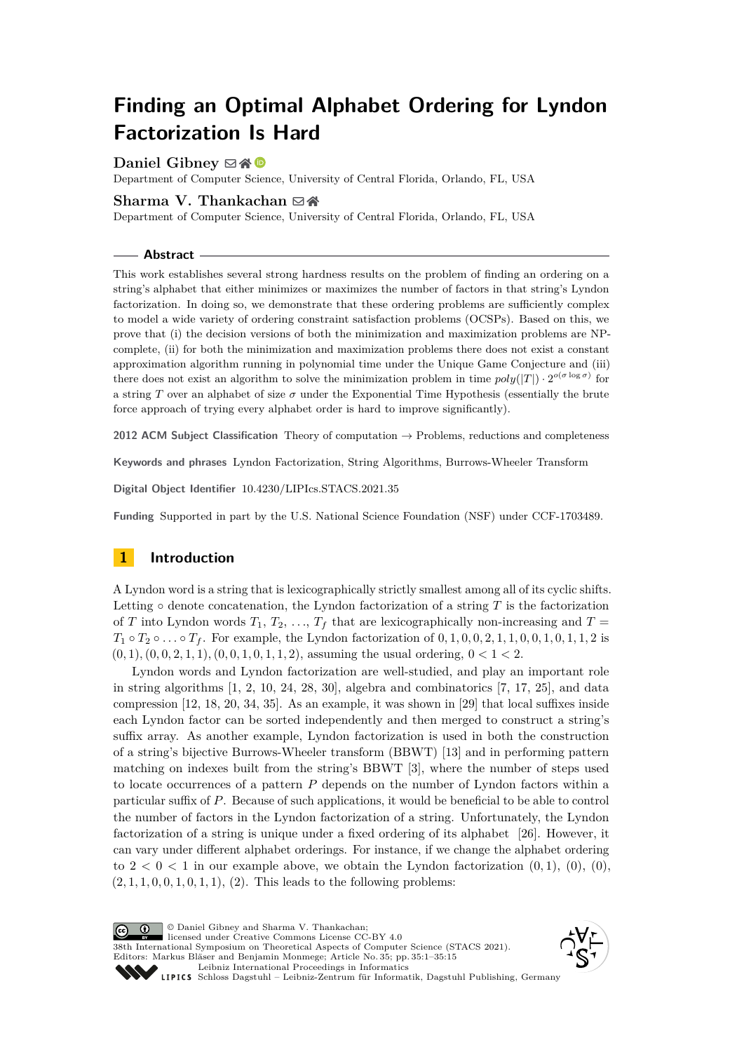# Finding an Optimal Alphabet Ordering for Lyndon Factorization Is Hard

**Daniel Gibney**

Department of Computer Science, University of Central Florida, Orlando, FL, USA

**Sharma V. Thankachan**

Department of Computer Science, University of Central Florida, Orlando, FL, USA

## Abstract

This work establishes several strong hardness results on the problem of finding an ordering on a string's alphabet that either minimizes or maximizes the number of factors in that string's Lyndon factorization. In doing so, we demonstrate that these ordering problems are sufficiently complex to model a wide variety of ordering constraint satisfaction problems (OCSPs). Based on this, we prove that (i) the decision versions of both the minimization and maximization problems are NP-complete, (ii) for both the minimization and maximization problems there does not exist a constant approximation algorithm running in polynomial time under the Unique Game Conjecture and (iii) there does not exist an algorithm to solve the minimization problem in time $poly(|T|) \cdot 2^{o(\sigma \log \sigma)}$ for a string $T$ over an alphabet of size $\sigma$ under the Exponential Time Hypothesis (essentially the brute force approach of trying every alphabet order is hard to improve significantly).

**2012 ACM Subject Classification** Theory of computation → Problems, reductions and completeness

**Keywords and phrases** Lyndon Factorization, String Algorithms, Burrows-Wheeler Transform

**Digital Object Identifier** 10.4230/LIPIcs.STACS.2021.35

**Funding** Supported in part by the U.S. National Science Foundation (NSF) under CCF-1703489.

## 1 Introduction

A Lyndon word is a string that is lexicographically strictly smallest among all of its cyclic shifts. Letting $\circ$ denote concatenation, the Lyndon factorization of a string $T$ is the factorization of $T$ into Lyndon words $T_1, T_2, \ldots, T_f$ that are lexicographically non-increasing and $T = T_1 \circ T_2 \circ \ldots \circ T_f$. For example, the Lyndon factorization of $0, 1, 0, 0, 2, 1, 1, 0, 0, 1, 0, 1, 1, 2$ is $(0, 1), (0, 0, 2, 1, 1), (0, 0, 1, 0, 1, 1, 2)$, assuming the usual ordering, $0 < 1 < 2$.

Lyndon words and Lyndon factorization are well-studied, and play an important role in string algorithms [1, 2, 10, 24, 28, 30], algebra and combinatorics [7, 17, 25], and data compression [12, 18, 20, 34, 35]. As an example, it was shown in [29] that local suffixes inside each Lyndon factor can be sorted independently and then merged to construct a string's suffix array. As another example, Lyndon factorization is used in both the construction of a string's bijective Burrows-Wheeler transform (BBWT) [13] and in performing pattern matching on indexes built from the string's BBWT [3], where the number of steps used to locate occurrences of a pattern $P$ depends on the number of Lyndon factors within a particular suffix of $P$. Because of such applications, it would be beneficial to be able to control the number of factors in the Lyndon factorization of a string. Unfortunately, the Lyndon factorization of a string is unique under a fixed ordering of its alphabet [26]. However, it can vary under different alphabet orderings. For instance, if we change the alphabet ordering to $2 < 0 < 1$ in our example above, we obtain the Lyndon factorization $(0, 1)$, $(0)$, $(0)$, $(2, 1, 1, 0, 0, 1, 0, 1, 1)$, $(2)$. This leads to the following problems: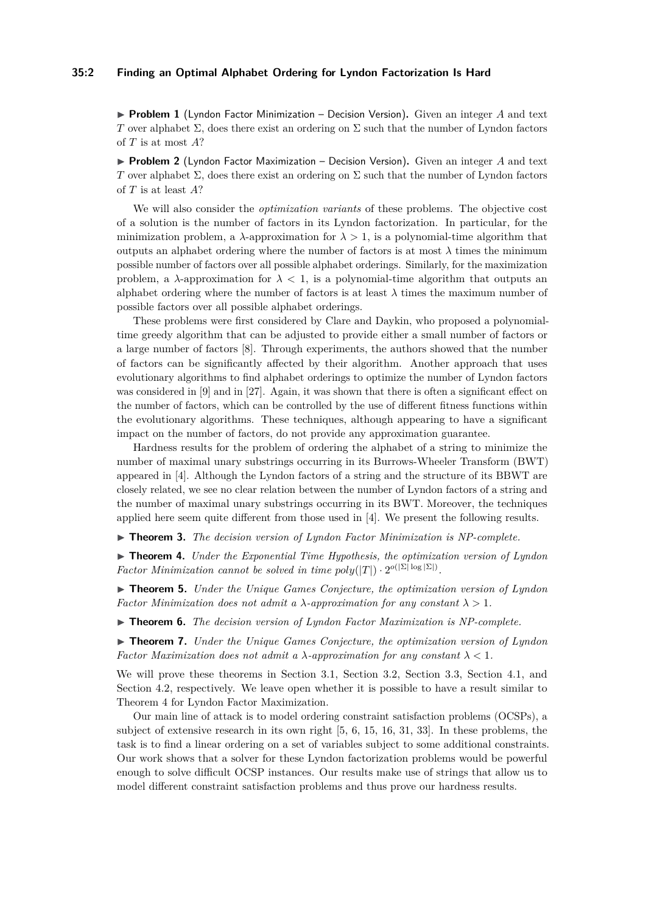▶ **Problem 1** (Lyndon Factor Minimization – Decision Version)**.** Given an integer $A$ and text $T$ over alphabet $\Sigma$, does there exist an ordering on $\Sigma$ such that the number of Lyndon factors of $T$ is at most $A$?

▶ **Problem 2** (Lyndon Factor Maximization – Decision Version)**.** Given an integer $A$ and text $T$ over alphabet $\Sigma$, does there exist an ordering on $\Sigma$ such that the number of Lyndon factors of $T$ is at least $A$?

We will also consider the *optimization variants* of these problems. The objective cost of a solution is the number of factors in its Lyndon factorization. In particular, for the minimization problem, a $\lambda$-approximation for $\lambda > 1$, is a polynomial-time algorithm that outputs an alphabet ordering where the number of factors is at most $\lambda$ times the minimum possible number of factors over all possible alphabet orderings. Similarly, for the maximization problem, a $\lambda$-approximation for $\lambda < 1$, is a polynomial-time algorithm that outputs an alphabet ordering where the number of factors is at least $\lambda$ times the maximum number of possible factors over all possible alphabet orderings.

These problems were first considered by Clare and Daykin, who proposed a polynomial-time greedy algorithm that can be adjusted to provide either a small number of factors or a large number of factors [8]. Through experiments, the authors showed that the number of factors can be significantly affected by their algorithm. Another approach that uses evolutionary algorithms to find alphabet orderings to optimize the number of Lyndon factors was considered in [9] and in [27]. Again, it was shown that there is often a significant effect on the number of factors, which can be controlled by the use of different fitness functions within the evolutionary algorithms. These techniques, although appearing to have a significant impact on the number of factors, do not provide any approximation guarantee.

Hardness results for the problem of ordering the alphabet of a string to minimize the number of maximal unary substrings occurring in its Burrows-Wheeler Transform (BWT) appeared in [4]. Although the Lyndon factors of a string and the structure of its BBWT are closely related, we see no clear relation between the number of Lyndon factors of a string and the number of maximal unary substrings occurring in its BWT. Moreover, the techniques applied here seem quite different from those used in [4]. We present the following results.

▶ **Theorem 3.** *The decision version of Lyndon Factor Minimization is NP-complete.*

▶ **Theorem 4.** *Under the Exponential Time Hypothesis, the optimization version of Lyndon Factor Minimization cannot be solved in time $poly(|T|) \cdot 2^{o(|\Sigma| \log |\Sigma|)}$.*

▶ **Theorem 5.** *Under the Unique Games Conjecture, the optimization version of Lyndon Factor Minimization does not admit a $\lambda$-approximation for any constant $\lambda > 1$.*

▶ **Theorem 6.** *The decision version of Lyndon Factor Maximization is NP-complete.*

▶ **Theorem 7.** *Under the Unique Games Conjecture, the optimization version of Lyndon Factor Maximization does not admit a $\lambda$-approximation for any constant $\lambda < 1$.*

We will prove these theorems in Section 3.1, Section 3.2, Section 3.3, Section 4.1, and Section 4.2, respectively. We leave open whether it is possible to have a result similar to Theorem 4 for Lyndon Factor Maximization.

Our main line of attack is to model ordering constraint satisfaction problems (OCSPs), a subject of extensive research in its own right [5, 6, 15, 16, 31, 33]. In these problems, the task is to find a linear ordering on a set of variables subject to some additional constraints. Our work shows that a solver for these Lyndon factorization problems would be powerful enough to solve difficult OCSP instances. Our results make use of strings that allow us to model different constraint satisfaction problems and thus prove our hardness results.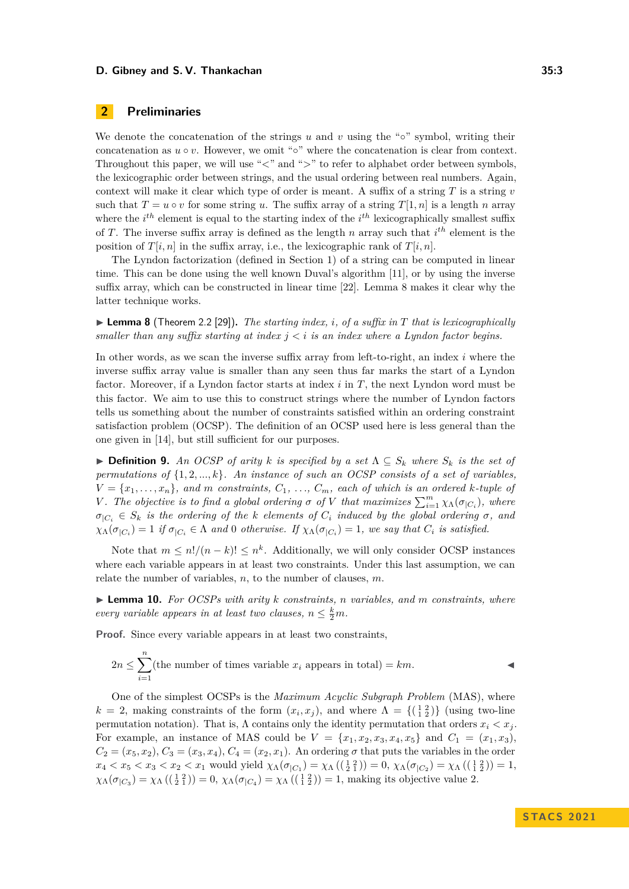## 2 Preliminaries

We denote the concatenation of the strings $u$ and $v$ using the "$\circ$" symbol, writing their concatenation as $u \circ v$. However, we omit "$\circ$" where the concatenation is clear from context. Throughout this paper, we will use "$<$" and "$>$" to refer to alphabet order between symbols, the lexicographic order between strings, and the usual ordering between real numbers. Again, context will make it clear which type of order is meant. A suffix of a string $T$ is a string $v$ such that $T = u \circ v$ for some string $u$. The suffix array of a string $T[1, n]$ is a length $n$ array where the $i^{th}$ element is equal to the starting index of the $i^{th}$ lexicographically smallest suffix of $T$. The inverse suffix array is defined as the length $n$ array such that $i^{th}$ element is the position of $T[i, n]$ in the suffix array, i.e., the lexicographic rank of $T[i, n]$.

The Lyndon factorization (defined in Section 1) of a string can be computed in linear time. This can be done using the well known Duval's algorithm [11], or by using the inverse suffix array, which can be constructed in linear time [22]. Lemma 8 makes it clear why the latter technique works.

▶ **Lemma 8** (Theorem 2.2 [29]). *The starting index, $i$, of a suffix in $T$ that is lexicographically smaller than any suffix starting at index $j < i$ is an index where a Lyndon factor begins.*

In other words, as we scan the inverse suffix array from left-to-right, an index $i$ where the inverse suffix array value is smaller than any seen thus far marks the start of a Lyndon factor. Moreover, if a Lyndon factor starts at index $i$ in $T$, the next Lyndon word must be this factor. We aim to use this to construct strings where the number of Lyndon factors tells us something about the number of constraints satisfied within an ordering constraint satisfaction problem (OCSP). The definition of an OCSP used here is less general than the one given in [14], but still sufficient for our purposes.

▶ **Definition 9.** *An OCSP of arity $k$ is specified by a set $\Lambda \subseteq S_k$ where $S_k$ is the set of permutations of $\{1, 2, ..., k\}$. An instance of such an OCSP consists of a set of variables, $V = \{x_1, \dots, x_n\}$, and $m$ constraints, $C_1, \dots, C_m$, each of which is an ordered $k$-tuple of $V$. The objective is to find a global ordering $\sigma$ of $V$ that maximizes $\sum_{i=1}^{m} \chi_\Lambda(\sigma_{|C_i})$, where $\sigma_{|C_i} \in S_k$ is the ordering of the $k$ elements of $C_i$ induced by the global ordering $\sigma$, and $\chi_\Lambda(\sigma_{|C_i}) = 1$ if $\sigma_{|C_i} \in \Lambda$ and 0 otherwise. If $\chi_\Lambda(\sigma_{|C_i}) = 1$, we say that $C_i$ is satisfied.*

Note that $m \le n!/(n-k)! \le n^k$. Additionally, we will only consider OCSP instances where each variable appears in at least two constraints. Under this last assumption, we can relate the number of variables, $n$, to the number of clauses, $m$.

▶ **Lemma 10.** *For OCSPs with arity $k$ constraints, $n$ variables, and $m$ constraints, where every variable appears in at least two clauses, $n \le \frac{k}{2}m$.*

**Proof.** Since every variable appears in at least two constraints,

$$2n \le \sum_{i=1}^{n} (\text{the number of times variable } x_i \text{ appears in total}) = km. \qquad ◀$$

One of the simplest OCSPs is the *Maximum Acyclic Subgraph Problem* (MAS), where $k = 2$, making constraints of the form $(x_i, x_j)$, and where $\Lambda = \{\left(\begin{smallmatrix}1&2\\1&2\end{smallmatrix}\right)\}$ (using two-line permutation notation). That is, $\Lambda$ contains only the identity permutation that orders $x_i < x_j$. For example, an instance of MAS could be $V = \{x_1, x_2, x_3, x_4, x_5\}$ and $C_1 = (x_1, x_3)$, $C_2 = (x_5, x_2)$, $C_3 = (x_3, x_4)$, $C_4 = (x_2, x_1)$. An ordering $\sigma$ that puts the variables in the order $x_4 < x_5 < x_3 < x_2 < x_1$ would yield $\chi_\Lambda(\sigma_{|C_1}) = \chi_\Lambda(\left(\begin{smallmatrix}1&2\\2&1\end{smallmatrix}\right)) = 0$, $\chi_\Lambda(\sigma_{|C_2}) = \chi_\Lambda(\left(\begin{smallmatrix}1&2\\1&2\end{smallmatrix}\right)) = 1$, $\chi_\Lambda(\sigma_{|C_3}) = \chi_\Lambda(\left(\begin{smallmatrix}1&2\\2&1\end{smallmatrix}\right)) = 0$, $\chi_\Lambda(\sigma_{|C_4}) = \chi_\Lambda(\left(\begin{smallmatrix}1&2\\1&2\end{smallmatrix}\right)) = 1$, making its objective value 2.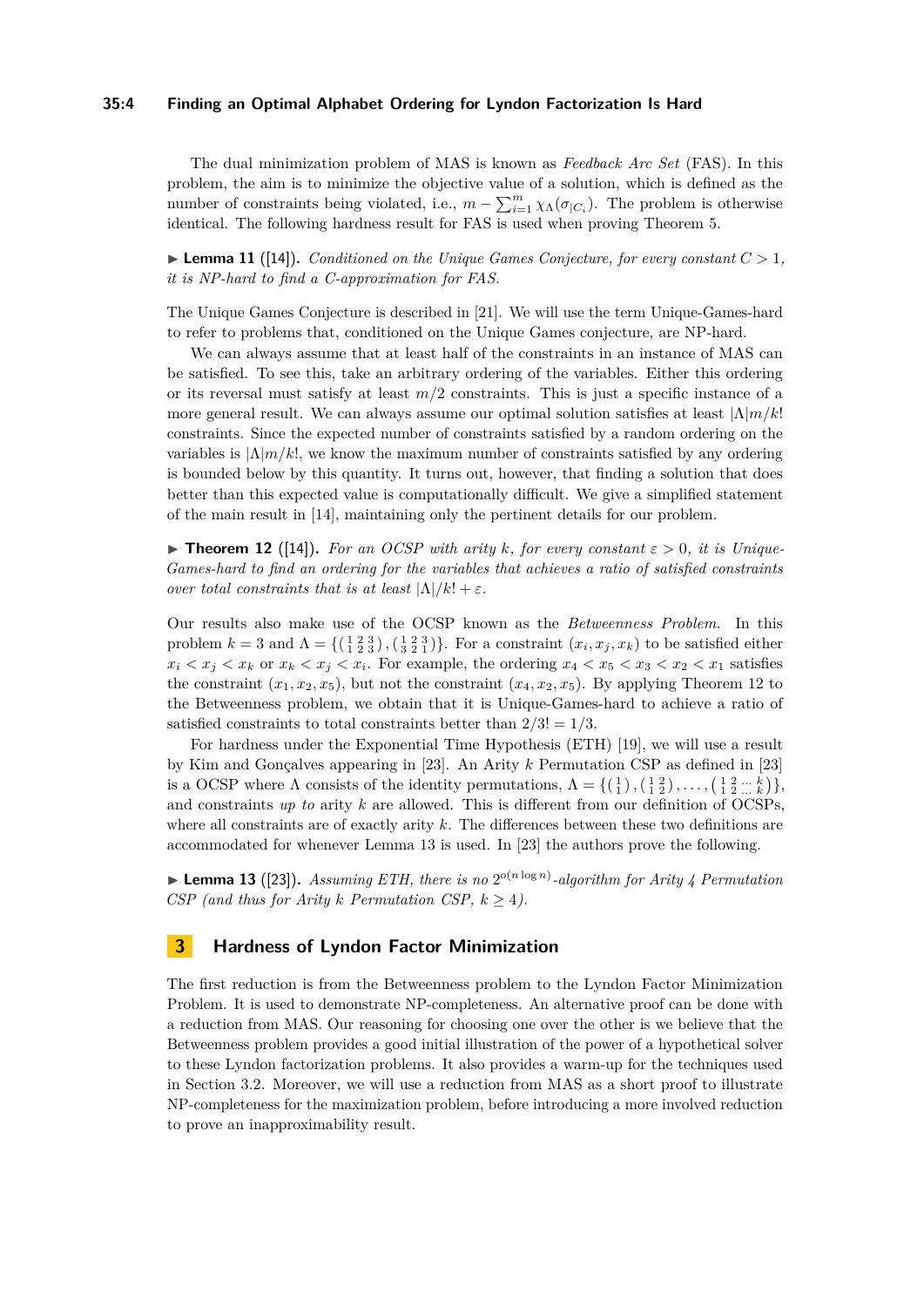The dual minimization problem of MAS is known as *Feedback Arc Set* (FAS). In this problem, the aim is to minimize the objective value of a solution, which is defined as the number of constraints being violated, i.e., $m - \sum_{i=1}^{m} \chi_\Lambda(\sigma_{|C_i})$. The problem is otherwise identical. The following hardness result for FAS is used when proving Theorem 5.

▶ **Lemma 11** ([14]). *Conditioned on the Unique Games Conjecture, for every constant $C > 1$, it is NP-hard to find a $C$-approximation for FAS.*

The Unique Games Conjecture is described in [21]. We will use the term Unique-Games-hard to refer to problems that, conditioned on the Unique Games conjecture, are NP-hard.

We can always assume that at least half of the constraints in an instance of MAS can be satisfied. To see this, take an arbitrary ordering of the variables. Either this ordering or its reversal must satisfy at least $m/2$ constraints. This is just a specific instance of a more general result. We can always assume our optimal solution satisfies at least $|\Lambda|m/k!$ constraints. Since the expected number of constraints satisfied by a random ordering on the variables is $|\Lambda|m/k!$, we know the maximum number of constraints satisfied by any ordering is bounded below by this quantity. It turns out, however, that finding a solution that does better than this expected value is computationally difficult. We give a simplified statement of the main result in [14], maintaining only the pertinent details for our problem.

▶ **Theorem 12** ([14]). *For an OCSP with arity $k$, for every constant $\varepsilon > 0$, it is Unique-Games-hard to find an ordering for the variables that achieves a ratio of satisfied constraints over total constraints that is at least $|\Lambda|/k! + \varepsilon$.*

Our results also make use of the OCSP known as the *Betweenness Problem*. In this problem $k = 3$ and $\Lambda = \{\left(\begin{smallmatrix}1 & 2 & 3\\ 1 & 2 & 3\end{smallmatrix}\right), \left(\begin{smallmatrix}1 & 2 & 3\\ 3 & 2 & 1\end{smallmatrix}\right)\}$. For a constraint $(x_i, x_j, x_k)$ to be satisfied either $x_i < x_j < x_k$ or $x_k < x_j < x_i$. For example, the ordering $x_4 < x_5 < x_3 < x_2 < x_1$ satisfies the constraint $(x_1, x_2, x_5)$, but not the constraint $(x_4, x_2, x_5)$. By applying Theorem 12 to the Betweenness problem, we obtain that it is Unique-Games-hard to achieve a ratio of satisfied constraints to total constraints better than $2/3! = 1/3$.

For hardness under the Exponential Time Hypothesis (ETH) [19], we will use a result by Kim and Gonçalves appearing in [23]. An Arity $k$ Permutation CSP as defined in [23] is a OCSP where $\Lambda$ consists of the identity permutations, $\Lambda = \{\left(\begin{smallmatrix}1\\ 1\end{smallmatrix}\right), \left(\begin{smallmatrix}1 & 2\\ 1 & 2\end{smallmatrix}\right), \ldots, \left(\begin{smallmatrix}1 & 2 & \cdots & k\\ 1 & 2 & \cdots & k\end{smallmatrix}\right)\}$, and constraints *up to* arity $k$ are allowed. This is different from our definition of OCSPs, where all constraints are of exactly arity $k$. The differences between these two definitions are accommodated for whenever Lemma 13 is used. In [23] the authors prove the following.

▶ **Lemma 13** ([23]). *Assuming ETH, there is no $2^{o(n \log n)}$-algorithm for Arity 4 Permutation CSP (and thus for Arity $k$ Permutation CSP, $k \geq 4$).*

## 3 Hardness of Lyndon Factor Minimization

The first reduction is from the Betweenness problem to the Lyndon Factor Minimization Problem. It is used to demonstrate NP-completeness. An alternative proof can be done with a reduction from MAS. Our reasoning for choosing one over the other is we believe that the Betweenness problem provides a good initial illustration of the power of a hypothetical solver to these Lyndon factorization problems. It also provides a warm-up for the techniques used in Section 3.2. Moreover, we will use a reduction from MAS as a short proof to illustrate NP-completeness for the maximization problem, before introducing a more involved reduction to prove an inapproximability result.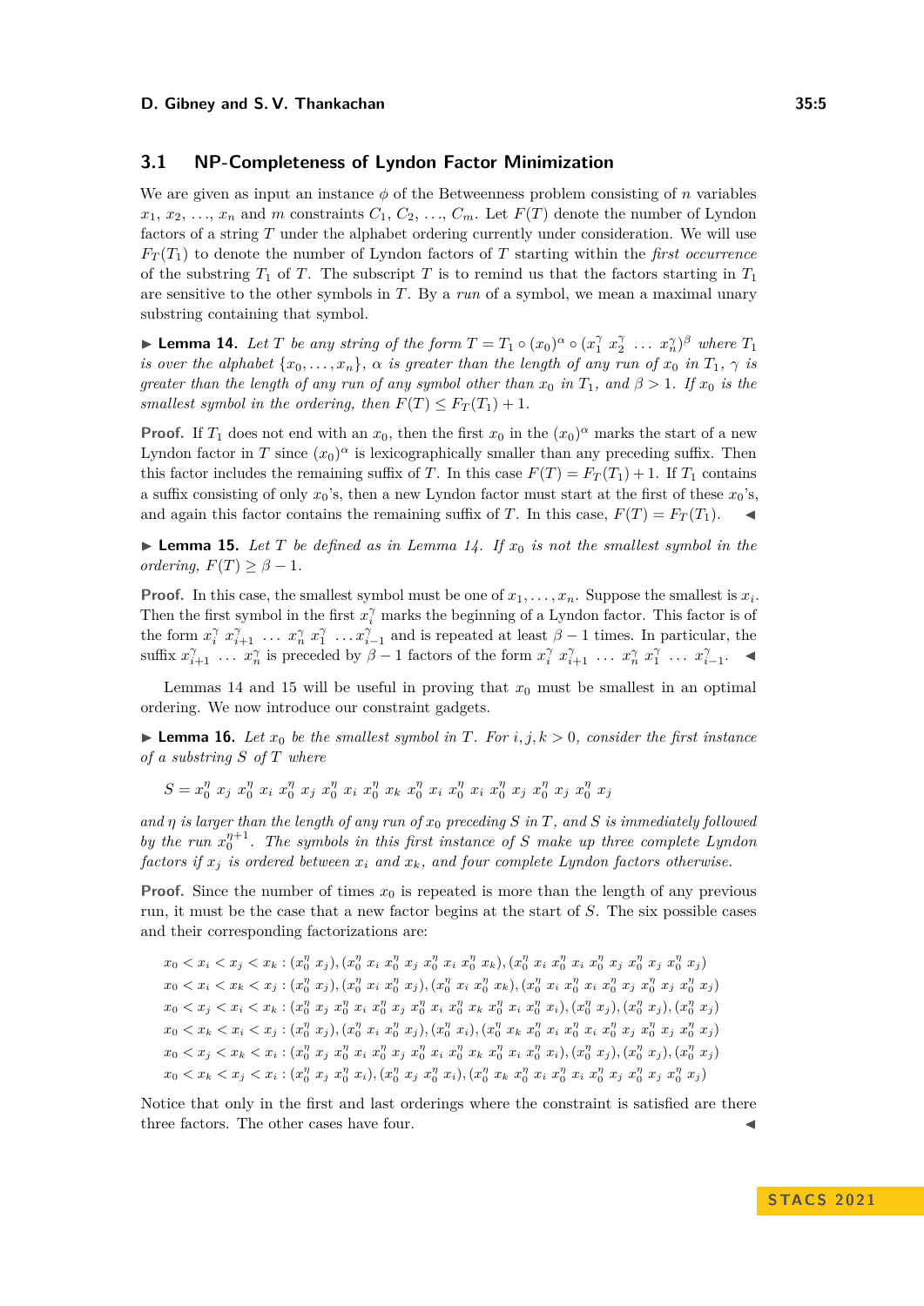### 3.1 NP-Completeness of Lyndon Factor Minimization

We are given as input an instance $\phi$ of the Betweenness problem consisting of $n$ variables $x_1, x_2, \ldots, x_n$ and $m$ constraints $C_1, C_2, \ldots, C_m$. Let $F(T)$ denote the number of Lyndon factors of a string $T$ under the alphabet ordering currently under consideration. We will use $F_T(T_1)$ to denote the number of Lyndon factors of $T$ starting within the *first occurrence* of the substring $T_1$ of $T$. The subscript $T$ is to remind us that the factors starting in $T_1$ are sensitive to the other symbols in $T$. By a *run* of a symbol, we mean a maximal unary substring containing that symbol.

▶ **Lemma 14.** *Let $T$ be any string of the form $T = T_1 \circ (x_0)^\alpha \circ (x_1^\gamma\ x_2^\gamma\ \ldots\ x_n^\gamma)^\beta$ where $T_1$ is over the alphabet $\{x_0, \ldots, x_n\}$, $\alpha$ is greater than the length of any run of $x_0$ in $T_1$, $\gamma$ is greater than the length of any run of any symbol other than $x_0$ in $T_1$, and $\beta > 1$. If $x_0$ is the smallest symbol in the ordering, then $F(T) \leq F_T(T_1) + 1$.*

**Proof.** If $T_1$ does not end with an $x_0$, then the first $x_0$ in the $(x_0)^\alpha$ marks the start of a new Lyndon factor in $T$ since $(x_0)^\alpha$ is lexicographically smaller than any preceding suffix. Then this factor includes the remaining suffix of $T$. In this case $F(T) = F_T(T_1) + 1$. If $T_1$ contains a suffix consisting of only $x_0$'s, then a new Lyndon factor must start at the first of these $x_0$'s, and again this factor contains the remaining suffix of $T$. In this case, $F(T) = F_T(T_1)$. ◀

▶ **Lemma 15.** *Let $T$ be defined as in Lemma 14. If $x_0$ is not the smallest symbol in the ordering, $F(T) \geq \beta - 1$.*

**Proof.** In this case, the smallest symbol must be one of $x_1, \ldots, x_n$. Suppose the smallest is $x_i$. Then the first symbol in the first $x_i^\gamma$ marks the beginning of a Lyndon factor. This factor is of the form $x_i^\gamma\ x_{i+1}^\gamma\ \ldots\ x_n^\gamma\ x_1^\gamma\ \ldots x_{i-1}^\gamma$ and is repeated at least $\beta - 1$ times. In particular, the suffix $x_{i+1}^\gamma\ \ldots\ x_n^\gamma$ is preceded by $\beta - 1$ factors of the form $x_i^\gamma\ x_{i+1}^\gamma\ \ldots\ x_n^\gamma\ x_1^\gamma\ \ldots\ x_{i-1}^\gamma$. ◀

Lemmas 14 and 15 will be useful in proving that $x_0$ must be smallest in an optimal ordering. We now introduce our constraint gadgets.

▶ **Lemma 16.** *Let $x_0$ be the smallest symbol in $T$. For $i, j, k > 0$, consider the first instance of a substring $S$ of $T$ where*

$$S = x_0^\eta\ x_j\ x_0^\eta\ x_i\ x_0^\eta\ x_j\ x_0^\eta\ x_i\ x_0^\eta\ x_k\ x_0^\eta\ x_i\ x_0^\eta\ x_i\ x_0^\eta\ x_j\ x_0^\eta\ x_j\ x_0^\eta\ x_j$$

*and $\eta$ is larger than the length of any run of $x_0$ preceding $S$ in $T$, and $S$ is immediately followed by the run $x_0^{\eta+1}$. The symbols in this first instance of $S$ make up three complete Lyndon factors if $x_j$ is ordered between $x_i$ and $x_k$, and four complete Lyndon factors otherwise.*

**Proof.** Since the number of times $x_0$ is repeated is more than the length of any previous run, it must be the case that a new factor begins at the start of $S$. The six possible cases and their corresponding factorizations are:

$x_0 < x_i < x_j < x_k : (x_0^\eta\ x_j), (x_0^\eta\ x_i\ x_0^\eta\ x_j\ x_0^\eta\ x_i\ x_0^\eta\ x_k), (x_0^\eta\ x_i\ x_0^\eta\ x_i\ x_0^\eta\ x_j\ x_0^\eta\ x_j\ x_0^\eta\ x_j)$

$x_0 < x_i < x_k < x_j : (x_0^\eta\ x_j), (x_0^\eta\ x_i\ x_0^\eta\ x_j), (x_0^\eta\ x_i\ x_0^\eta\ x_k), (x_0^\eta\ x_i\ x_0^\eta\ x_i\ x_0^\eta\ x_j\ x_0^\eta\ x_j\ x_0^\eta\ x_j)$

$x_0 < x_j < x_i < x_k : (x_0^\eta\ x_j\ x_0^\eta\ x_i\ x_0^\eta\ x_j\ x_0^\eta\ x_i\ x_0^\eta\ x_k\ x_0^\eta\ x_i\ x_0^\eta\ x_i), (x_0^\eta\ x_j), (x_0^\eta\ x_j), (x_0^\eta\ x_j)$

$x_0 < x_k < x_i < x_j : (x_0^\eta\ x_j), (x_0^\eta\ x_i\ x_0^\eta\ x_j), (x_0^\eta\ x_i), (x_0^\eta\ x_k\ x_0^\eta\ x_i\ x_0^\eta\ x_i\ x_0^\eta\ x_j\ x_0^\eta\ x_j\ x_0^\eta\ x_j)$

$x_0 < x_j < x_k < x_i : (x_0^\eta\ x_j\ x_0^\eta\ x_i\ x_0^\eta\ x_j\ x_0^\eta\ x_i\ x_0^\eta\ x_k\ x_0^\eta\ x_i\ x_0^\eta\ x_i), (x_0^\eta\ x_j), (x_0^\eta\ x_j), (x_0^\eta\ x_j)$

$x_0 < x_k < x_j < x_i : (x_0^\eta\ x_j\ x_0^\eta\ x_i), (x_0^\eta\ x_j\ x_0^\eta\ x_i), (x_0^\eta\ x_k\ x_0^\eta\ x_i\ x_0^\eta\ x_i\ x_0^\eta\ x_j\ x_0^\eta\ x_j\ x_0^\eta\ x_j)$

Notice that only in the first and last orderings where the constraint is satisfied are there three factors. The other cases have four. ◀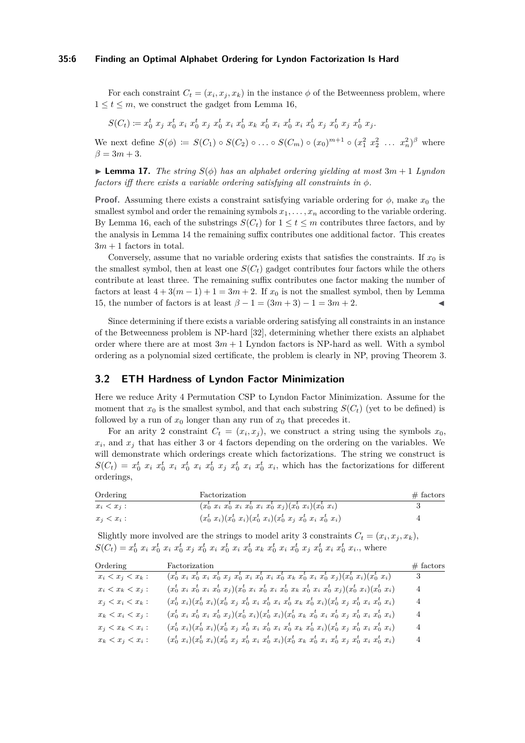For each constraint $C_t = (x_i, x_j, x_k)$ in the instance $\phi$ of the Betweenness problem, where $1 \le t \le m$, we construct the gadget from Lemma 16,

$$S(C_t) \coloneqq x_0^t\ x_j\ x_0^t\ x_i\ x_0^t\ x_j\ x_0^t\ x_i\ x_0^t\ x_k\ x_0^t\ x_i\ x_0^t\ x_i\ x_0^t\ x_j\ x_0^t\ x_j\ x_0^t\ x_j.$$

We next define $S(\phi) \coloneqq S(C_1) \circ S(C_2) \circ \ldots \circ S(C_m) \circ (x_0)^{m+1} \circ (x_1^2\ x_2^2\ \ldots\ x_n^2)^\beta$ where $\beta = 3m + 3$.

▶ **Lemma 17.** *The string $S(\phi)$ has an alphabet ordering yielding at most $3m+1$ Lyndon factors iff there exists a variable ordering satisfying all constraints in $\phi$.*

**Proof.** Assuming there exists a constraint satisfying variable ordering for $\phi$, make $x_0$ the smallest symbol and order the remaining symbols $x_1, \ldots, x_n$ according to the variable ordering. By Lemma 16, each of the substrings $S(C_t)$ for $1 \le t \le m$ contributes three factors, and by the analysis in Lemma 14 the remaining suffix contributes one additional factor. This creates $3m + 1$ factors in total.

Conversely, assume that no variable ordering exists that satisfies the constraints. If $x_0$ is the smallest symbol, then at least one $S(C_t)$ gadget contributes four factors while the others contribute at least three. The remaining suffix contributes one factor making the number of factors at least $4 + 3(m-1) + 1 = 3m + 2$. If $x_0$ is not the smallest symbol, then by Lemma 15, the number of factors is at least $\beta - 1 = (3m + 3) - 1 = 3m + 2$. ◀

Since determining if there exists a variable ordering satisfying all constraints in an instance of the Betweenness problem is NP-hard [32], determining whether there exists an alphabet order where there are at most $3m + 1$ Lyndon factors is NP-hard as well. With a symbol ordering as a polynomial sized certificate, the problem is clearly in NP, proving Theorem 3.

## 3.2 ETH Hardness of Lyndon Factor Minimization

Here we reduce Arity 4 Permutation CSP to Lyndon Factor Minimization. Assume for the moment that $x_0$ is the smallest symbol, and that each substring $S(C_t)$ (yet to be defined) is followed by a run of $x_0$ longer than any run of $x_0$ that precedes it.

For an arity 2 constraint $C_t = (x_i, x_j)$, we construct a string using the symbols $x_0$, $x_i$, and $x_j$ that has either 3 or 4 factors depending on the ordering on the variables. We will demonstrate which orderings create which factorizations. The string we construct is $S(C_t) = x_0^t\ x_i\ x_0^t\ x_i\ x_0^t\ x_i\ x_0^t\ x_j\ x_0^t\ x_i\ x_0^t\ x_i$, which has the factorizations for different orderings,

| Ordering | Factorization | # factors |
|---|---|---|
| $x_i < x_j$ : | $(x_0^t\ x_i\ x_0^t\ x_i\ x_0^t\ x_i\ x_0^t\ x_j)(x_0^t\ x_i)(x_0^t\ x_i)$ | 3 |
| $x_j < x_i$ : | $(x_0^t\ x_i)(x_0^t\ x_i)(x_0^t\ x_i)(x_0^t\ x_j\ x_0^t\ x_i\ x_0^t\ x_i)$ | 4 |

Slightly more involved are the strings to model arity 3 constraints $C_t = (x_i, x_j, x_k)$, $S(C_t) = x_0^t\ x_i\ x_0^t\ x_i\ x_0^t\ x_j\ x_0^t\ x_i\ x_0^t\ x_i\ x_0^t\ x_k\ x_0^t\ x_i\ x_0^t\ x_j\ x_0^t\ x_i\ x_0^t\ x_i$., where

| Ordering | Factorization | # factors |
|---|---|---|
| $x_i < x_j < x_k$ : | $(x_0^t\ x_i\ x_0^t\ x_i\ x_0^t\ x_j\ x_0^t\ x_i\ x_0^t\ x_i\ x_0^t\ x_k\ x_0^t\ x_i\ x_0^t\ x_j)(x_0^t\ x_i)(x_0^t\ x_i)$ | 3 |
| $x_i < x_k < x_j$ : | $(x_0^t\ x_i\ x_0^t\ x_i\ x_0^t\ x_j)(x_0^t\ x_i\ x_0^t\ x_i\ x_0^t\ x_k\ x_0^t\ x_i\ x_0^t\ x_j)(x_0^t\ x_i)(x_0^t\ x_i)$ | 4 |
| $x_j < x_i < x_k$ : | $(x_0^t\ x_i)(x_0^t\ x_i)(x_0^t\ x_j\ x_0^t\ x_i\ x_0^t\ x_i\ x_0^t\ x_k\ x_0^t\ x_i)(x_0^t\ x_j\ x_0^t\ x_i\ x_0^t\ x_i)$ | 4 |
| $x_k < x_i < x_j$ : | $(x_0^t\ x_i\ x_0^t\ x_i\ x_0^t\ x_j)(x_0^t\ x_i)(x_0^t\ x_i)(x_0^t\ x_k\ x_0^t\ x_i\ x_0^t\ x_j\ x_0^t\ x_i\ x_0^t\ x_i)$ | 4 |
| $x_j < x_k < x_i$ : | $(x_0^t\ x_i)(x_0^t\ x_i)(x_0^t\ x_j\ x_0^t\ x_i\ x_0^t\ x_i\ x_0^t\ x_k\ x_0^t\ x_i)(x_0^t\ x_j\ x_0^t\ x_i\ x_0^t\ x_i)$ | 4 |
| $x_k < x_j < x_i$ : | $(x_0^t\ x_i)(x_0^t\ x_i)(x_0^t\ x_j\ x_0^t\ x_i\ x_0^t\ x_i)(x_0^t\ x_k\ x_0^t\ x_i\ x_0^t\ x_j\ x_0^t\ x_i\ x_0^t\ x_i)$ | 4 |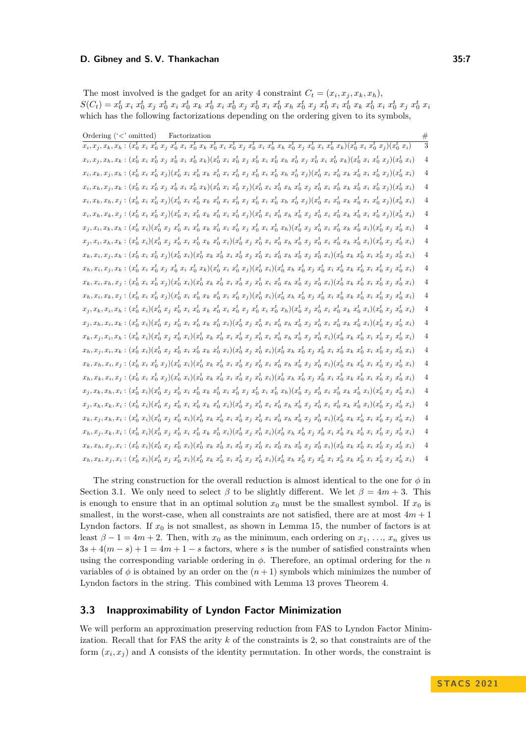The most involved is the gadget for an arity 4 constraint $C_t = (x_i, x_j, x_k, x_h)$,
$S(C_t) = x_0^t\; x_i\; x_0^t\; x_j\; x_0^t\; x_i\; x_0^t\; x_k\; x_0^t\; x_i\; x_0^t\; x_j\; x_0^t\; x_i\; x_0^t\; x_h\; x_0^t\; x_j\; x_0^t\; x_i\; x_0^t\; x_k\; x_0^t\; x_i\; x_0^t\; x_j\; x_0^t\; x_i$
which has the following factorizations depending on the ordering given to its symbols,

| Ordering ('<' omitted) | Factorization | # |
|---|---|---|
| $x_i, x_j, x_k, x_h$ : | $(x_0^t\, x_i\, x_0^t\, x_j\, x_0^t\, x_i\, x_0^t\, x_k\, x_0^t\, x_i\, x_0^t\, x_j\, x_0^t\, x_i\, x_0^t\, x_h\, x_0^t\, x_j\, x_0^t\, x_i\, x_0^t\, x_k)(x_0^t\, x_i\, x_0^t\, x_j)(x_0^t\, x_i)$ | 3 |
| $x_i, x_j, x_h, x_k$ : | $(x_0^t\, x_i\, x_0^t\, x_j\, x_0^t\, x_i\, x_0^t\, x_k)(x_0^t\, x_i\, x_0^t\, x_j\, x_0^t\, x_i\, x_0^t\, x_h\, x_0^t\, x_j\, x_0^t\, x_i\, x_0^t\, x_k)(x_0^t\, x_i\, x_0^t\, x_j)(x_0^t\, x_i)$ | 4 |
| $x_i, x_k, x_j, x_h$ : | $(x_0^t\, x_i\, x_0^t\, x_j)(x_0^t\, x_i\, x_0^t\, x_k\, x_0^t\, x_i\, x_0^t\, x_j\, x_0^t\, x_i\, x_0^t\, x_h\, x_0^t\, x_j)(x_0^t\, x_i\, x_0^t\, x_k\, x_0^t\, x_i\, x_0^t\, x_j)(x_0^t\, x_i)$ | 4 |
| $x_i, x_h, x_j, x_k$ : | $(x_0^t\, x_i\, x_0^t\, x_j\, x_0^t\, x_i\, x_0^t\, x_k)(x_0^t\, x_i\, x_0^t\, x_j)(x_0^t\, x_i\, x_0^t\, x_h\, x_0^t\, x_j\, x_0^t\, x_i\, x_0^t\, x_k\, x_0^t\, x_i\, x_0^t\, x_j)(x_0^t\, x_i)$ | 4 |
| $x_i, x_k, x_h, x_j$ : | $(x_0^t\, x_i\, x_0^t\, x_j)(x_0^t\, x_i\, x_0^t\, x_k\, x_0^t\, x_i\, x_0^t\, x_j\, x_0^t\, x_i\, x_0^t\, x_h\, x_0^t\, x_j)(x_0^t\, x_i\, x_0^t\, x_k\, x_0^t\, x_i\, x_0^t\, x_j)(x_0^t\, x_i)$ | 4 |
| $x_i, x_h, x_k, x_j$ : | $(x_0^t\, x_i\, x_0^t\, x_j)(x_0^t\, x_i\, x_0^t\, x_k\, x_0^t\, x_i\, x_0^t\, x_j)(x_0^t\, x_i\, x_0^t\, x_h\, x_0^t\, x_j\, x_0^t\, x_i\, x_0^t\, x_k\, x_0^t\, x_i\, x_0^t\, x_j)(x_0^t\, x_i)$ | 4 |
| $x_j, x_i, x_k, x_h$ : | $(x_0^t\, x_i)(x_0^t\, x_j\, x_0^t\, x_i\, x_0^t\, x_k\, x_0^t\, x_i\, x_0^t\, x_j\, x_0^t\, x_i\, x_0^t\, x_h)(x_0^t\, x_j\, x_0^t\, x_i\, x_0^t\, x_k\, x_0^t\, x_i)(x_0^t\, x_j\, x_0^t\, x_i)$ | 4 |
| $x_j, x_i, x_h, x_k$ : | $(x_0^t\, x_i)(x_0^t\, x_j\, x_0^t\, x_i\, x_0^t\, x_k\, x_0^t\, x_i)(x_0^t\, x_j\, x_0^t\, x_i\, x_0^t\, x_h\, x_0^t\, x_j\, x_0^t\, x_i\, x_0^t\, x_k\, x_0^t\, x_i)(x_0^t\, x_j\, x_0^t\, x_i)$ | 4 |
| $x_k, x_i, x_j, x_h$ : | $(x_0^t\, x_i\, x_0^t\, x_j)(x_0^t\, x_i)(x_0^t\, x_k\, x_0^t\, x_i\, x_0^t\, x_j\, x_0^t\, x_i\, x_0^t\, x_h\, x_0^t\, x_j\, x_0^t\, x_i)(x_0^t\, x_k\, x_0^t\, x_i\, x_0^t\, x_j\, x_0^t\, x_i)$ | 4 |
| $x_h, x_i, x_j, x_k$ : | $(x_0^t\, x_i\, x_0^t\, x_j\, x_0^t\, x_i\, x_0^t\, x_k)(x_0^t\, x_i\, x_0^t\, x_j)(x_0^t\, x_i)(x_0^t\, x_h\, x_0^t\, x_j\, x_0^t\, x_i\, x_0^t\, x_k\, x_0^t\, x_i\, x_0^t\, x_j\, x_0^t\, x_i)$ | 4 |
| $x_k, x_i, x_h, x_j$ : | $(x_0^t\, x_i\, x_0^t\, x_j)(x_0^t\, x_i)(x_0^t\, x_k\, x_0^t\, x_i\, x_0^t\, x_j\, x_0^t\, x_i\, x_0^t\, x_h\, x_0^t\, x_j\, x_0^t\, x_i)(x_0^t\, x_k\, x_0^t\, x_i\, x_0^t\, x_j\, x_0^t\, x_i)$ | 4 |
| $x_h, x_i, x_k, x_j$ : | $(x_0^t\, x_i\, x_0^t\, x_j)(x_0^t\, x_i\, x_0^t\, x_k\, x_0^t\, x_i\, x_0^t\, x_j)(x_0^t\, x_i)(x_0^t\, x_h\, x_0^t\, x_j\, x_0^t\, x_i\, x_0^t\, x_k\, x_0^t\, x_i\, x_0^t\, x_j\, x_0^t\, x_i)$ | 4 |
| $x_j, x_k, x_i, x_h$ : | $(x_0^t\, x_i)(x_0^t\, x_j\, x_0^t\, x_i\, x_0^t\, x_k\, x_0^t\, x_i\, x_0^t\, x_j\, x_0^t\, x_i\, x_0^t\, x_h)(x_0^t\, x_j\, x_0^t\, x_i\, x_0^t\, x_k\, x_0^t\, x_i)(x_0^t\, x_j\, x_0^t\, x_i)$ | 4 |
| $x_j, x_h, x_i, x_k$ : | $(x_0^t\, x_i)(x_0^t\, x_j\, x_0^t\, x_i\, x_0^t\, x_k\, x_0^t\, x_i)(x_0^t\, x_j\, x_0^t\, x_i\, x_0^t\, x_h\, x_0^t\, x_j\, x_0^t\, x_i\, x_0^t\, x_k\, x_0^t\, x_i)(x_0^t\, x_j\, x_0^t\, x_i)$ | 4 |
| $x_k, x_j, x_i, x_h$ : | $(x_0^t\, x_i)(x_0^t\, x_j\, x_0^t\, x_i)(x_0^t\, x_k\, x_0^t\, x_i\, x_0^t\, x_j\, x_0^t\, x_i\, x_0^t\, x_h\, x_0^t\, x_j\, x_0^t\, x_i)(x_0^t\, x_k\, x_0^t\, x_i\, x_0^t\, x_j\, x_0^t\, x_i)$ | 4 |
| $x_h, x_j, x_i, x_k$ : | $(x_0^t\, x_i)(x_0^t\, x_j\, x_0^t\, x_i\, x_0^t\, x_k\, x_0^t\, x_i)(x_0^t\, x_j\, x_0^t\, x_i)(x_0^t\, x_h\, x_0^t\, x_j\, x_0^t\, x_i\, x_0^t\, x_k\, x_0^t\, x_i\, x_0^t\, x_j\, x_0^t\, x_i)$ | 4 |
| $x_k, x_h, x_i, x_j$ : | $(x_0^t\, x_i\, x_0^t\, x_j)(x_0^t\, x_i)(x_0^t\, x_k\, x_0^t\, x_i\, x_0^t\, x_j\, x_0^t\, x_i\, x_0^t\, x_h\, x_0^t\, x_j\, x_0^t\, x_i)(x_0^t\, x_k\, x_0^t\, x_i\, x_0^t\, x_j\, x_0^t\, x_i)$ | 4 |
| $x_h, x_k, x_i, x_j$ : | $(x_0^t\, x_i\, x_0^t\, x_j)(x_0^t\, x_i)(x_0^t\, x_k\, x_0^t\, x_i\, x_0^t\, x_j\, x_0^t\, x_i)(x_0^t\, x_h\, x_0^t\, x_j\, x_0^t\, x_i\, x_0^t\, x_k\, x_0^t\, x_i\, x_0^t\, x_j\, x_0^t\, x_i)$ | 4 |
| $x_j, x_k, x_h, x_i$ : | $(x_0^t\, x_i)(x_0^t\, x_j\, x_0^t\, x_i\, x_0^t\, x_k\, x_0^t\, x_i\, x_0^t\, x_j\, x_0^t\, x_i\, x_0^t\, x_h)(x_0^t\, x_j\, x_0^t\, x_i\, x_0^t\, x_k\, x_0^t\, x_i)(x_0^t\, x_j\, x_0^t\, x_i)$ | 4 |
| $x_j, x_h, x_k, x_i$ : | $(x_0^t\, x_i)(x_0^t\, x_j\, x_0^t\, x_i\, x_0^t\, x_k\, x_0^t\, x_i)(x_0^t\, x_j\, x_0^t\, x_i\, x_0^t\, x_h\, x_0^t\, x_j\, x_0^t\, x_i\, x_0^t\, x_k\, x_0^t\, x_i)(x_0^t\, x_j\, x_0^t\, x_i)$ | 4 |
| $x_k, x_j, x_h, x_i$ : | $(x_0^t\, x_i)(x_0^t\, x_j\, x_0^t\, x_i)(x_0^t\, x_k\, x_0^t\, x_i\, x_0^t\, x_j\, x_0^t\, x_i\, x_0^t\, x_h\, x_0^t\, x_j\, x_0^t\, x_i)(x_0^t\, x_k\, x_0^t\, x_i\, x_0^t\, x_j\, x_0^t\, x_i)$ | 4 |
| $x_h, x_j, x_k, x_i$ : | $(x_0^t\, x_i)(x_0^t\, x_j\, x_0^t\, x_i\, x_0^t\, x_k\, x_0^t\, x_i)(x_0^t\, x_j\, x_0^t\, x_i)(x_0^t\, x_h\, x_0^t\, x_j\, x_0^t\, x_i\, x_0^t\, x_k\, x_0^t\, x_i\, x_0^t\, x_j\, x_0^t\, x_i)$ | 4 |
| $x_k, x_h, x_j, x_i$ : | $(x_0^t\, x_i)(x_0^t\, x_j\, x_0^t\, x_i)(x_0^t\, x_k\, x_0^t\, x_i\, x_0^t\, x_j\, x_0^t\, x_i\, x_0^t\, x_h\, x_0^t\, x_j\, x_0^t\, x_i)(x_0^t\, x_k\, x_0^t\, x_i\, x_0^t\, x_j\, x_0^t\, x_i)$ | 4 |
| $x_h, x_k, x_j, x_i$ : | $(x_0^t\, x_i)(x_0^t\, x_j\, x_0^t\, x_i)(x_0^t\, x_k\, x_0^t\, x_i\, x_0^t\, x_j\, x_0^t\, x_i)(x_0^t\, x_h\, x_0^t\, x_j\, x_0^t\, x_i\, x_0^t\, x_k\, x_0^t\, x_i\, x_0^t\, x_j\, x_0^t\, x_i)$ | 4 |

The string construction for the overall reduction is almost identical to the one for $\phi$ in Section 3.1. We only need to select $\beta$ to be slightly different. We let $\beta = 4m + 3$. This is enough to ensure that in an optimal solution $x_0$ must be the smallest symbol. If $x_0$ is smallest, in the worst-case, when all constraints are not satisfied, there are at most $4m + 1$ Lyndon factors. If $x_0$ is not smallest, as shown in Lemma 15, the number of factors is at least $\beta - 1 = 4m + 2$. Then, with $x_0$ as the minimum, each ordering on $x_1, \ldots, x_n$ gives us $3s + 4(m - s) + 1 = 4m + 1 - s$ factors, where $s$ is the number of satisfied constraints when using the corresponding variable ordering in $\phi$. Therefore, an optimal ordering for the $n$ variables of $\phi$ is obtained by an order on the $(n + 1)$ symbols which minimizes the number of Lyndon factors in the string. This combined with Lemma 13 proves Theorem 4.

## 3.3 Inapproximability of Lyndon Factor Minimization

We will perform an approximation preserving reduction from FAS to Lyndon Factor Minimization. Recall that for FAS the arity $k$ of the constraints is 2, so that constraints are of the form $(x_i, x_j)$ and $\Lambda$ consists of the identity permutation. In other words, the constraint is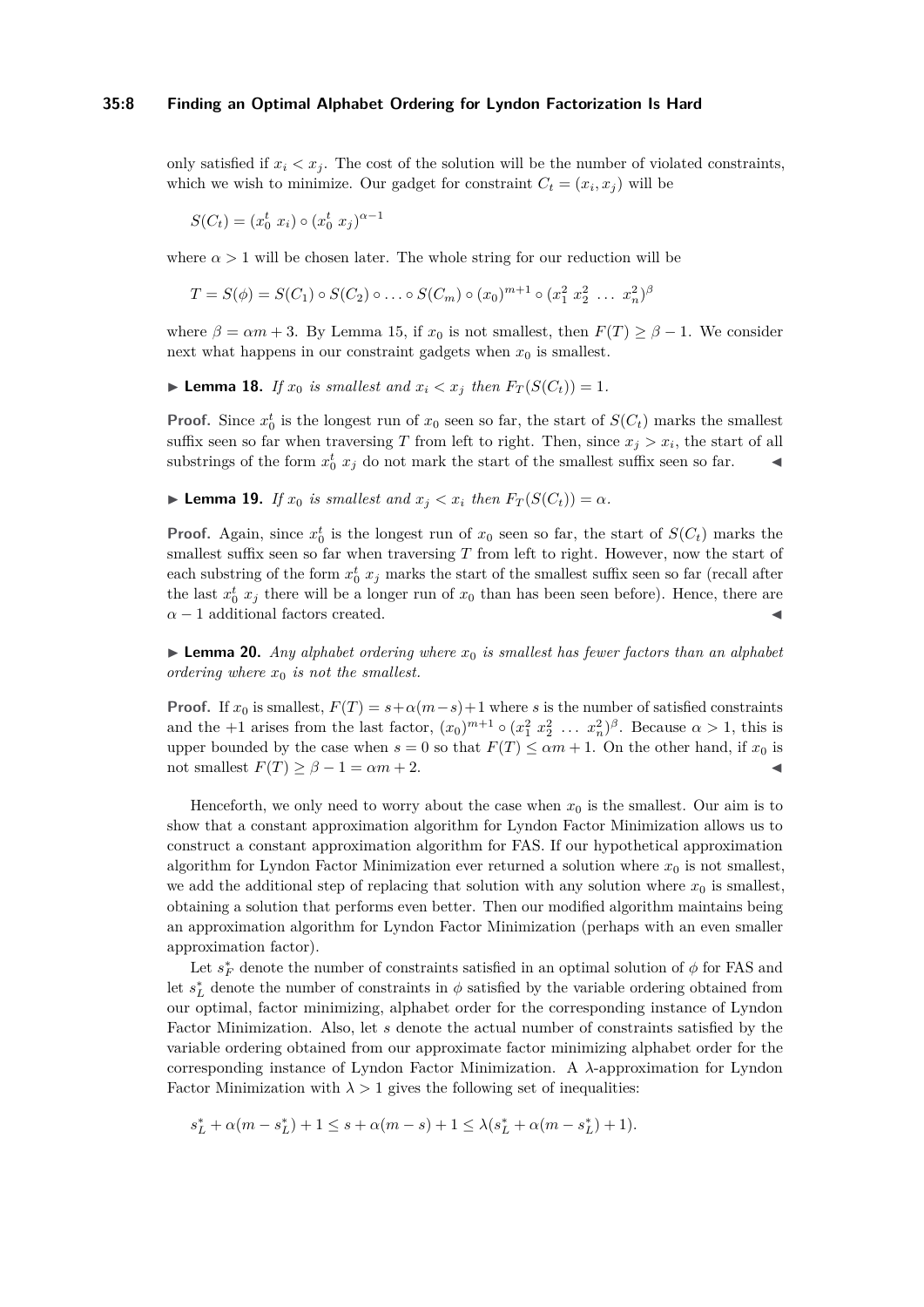only satisfied if $x_i < x_j$. The cost of the solution will be the number of violated constraints, which we wish to minimize. Our gadget for constraint $C_t = (x_i, x_j)$ will be

$$S(C_t) = (x_0^t\ x_i) \circ (x_0^t\ x_j)^{\alpha-1}$$

where $\alpha > 1$ will be chosen later. The whole string for our reduction will be

$$T = S(\phi) = S(C_1) \circ S(C_2) \circ \ldots \circ S(C_m) \circ (x_0)^{m+1} \circ (x_1^2\ x_2^2\ \ldots\ x_n^2)^{\beta}$$

where $\beta = \alpha m + 3$. By Lemma 15, if $x_0$ is not smallest, then $F(T) \geq \beta - 1$. We consider next what happens in our constraint gadgets when $x_0$ is smallest.

▶ **Lemma 18.** *If $x_0$ is smallest and $x_i < x_j$ then $F_T(S(C_t)) = 1$.*

**Proof.** Since $x_0^t$ is the longest run of $x_0$ seen so far, the start of $S(C_t)$ marks the smallest suffix seen so far when traversing $T$ from left to right. Then, since $x_j > x_i$, the start of all substrings of the form $x_0^t\ x_j$ do not mark the start of the smallest suffix seen so far. ◀

▶ **Lemma 19.** *If $x_0$ is smallest and $x_j < x_i$ then $F_T(S(C_t)) = \alpha$.*

**Proof.** Again, since $x_0^t$ is the longest run of $x_0$ seen so far, the start of $S(C_t)$ marks the smallest suffix seen so far when traversing $T$ from left to right. However, now the start of each substring of the form $x_0^t\ x_j$ marks the start of the smallest suffix seen so far (recall after the last $x_0^t\ x_j$ there will be a longer run of $x_0$ than has been seen before). Hence, there are $\alpha - 1$ additional factors created. ◀

▶ **Lemma 20.** *Any alphabet ordering where $x_0$ is smallest has fewer factors than an alphabet ordering where $x_0$ is not the smallest.*

**Proof.** If $x_0$ is smallest, $F(T) = s + \alpha(m-s) + 1$ where $s$ is the number of satisfied constraints and the $+1$ arises from the last factor, $(x_0)^{m+1} \circ (x_1^2\ x_2^2\ \ldots\ x_n^2)^{\beta}$. Because $\alpha > 1$, this is upper bounded by the case when $s = 0$ so that $F(T) \leq \alpha m + 1$. On the other hand, if $x_0$ is not smallest $F(T) \geq \beta - 1 = \alpha m + 2$. ◀

Henceforth, we only need to worry about the case when $x_0$ is the smallest. Our aim is to show that a constant approximation algorithm for Lyndon Factor Minimization allows us to construct a constant approximation algorithm for FAS. If our hypothetical approximation algorithm for Lyndon Factor Minimization ever returned a solution where $x_0$ is not smallest, we add the additional step of replacing that solution with any solution where $x_0$ is smallest, obtaining a solution that performs even better. Then our modified algorithm maintains being an approximation algorithm for Lyndon Factor Minimization (perhaps with an even smaller approximation factor).

Let $s_F^*$ denote the number of constraints satisfied in an optimal solution of $\phi$ for FAS and let $s_L^*$ denote the number of constraints in $\phi$ satisfied by the variable ordering obtained from our optimal, factor minimizing, alphabet order for the corresponding instance of Lyndon Factor Minimization. Also, let $s$ denote the actual number of constraints satisfied by the variable ordering obtained from our approximate factor minimizing alphabet order for the corresponding instance of Lyndon Factor Minimization. A $\lambda$-approximation for Lyndon Factor Minimization with $\lambda > 1$ gives the following set of inequalities:

$$s_L^* + \alpha(m - s_L^*) + 1 \leq s + \alpha(m - s) + 1 \leq \lambda(s_L^* + \alpha(m - s_L^*) + 1).$$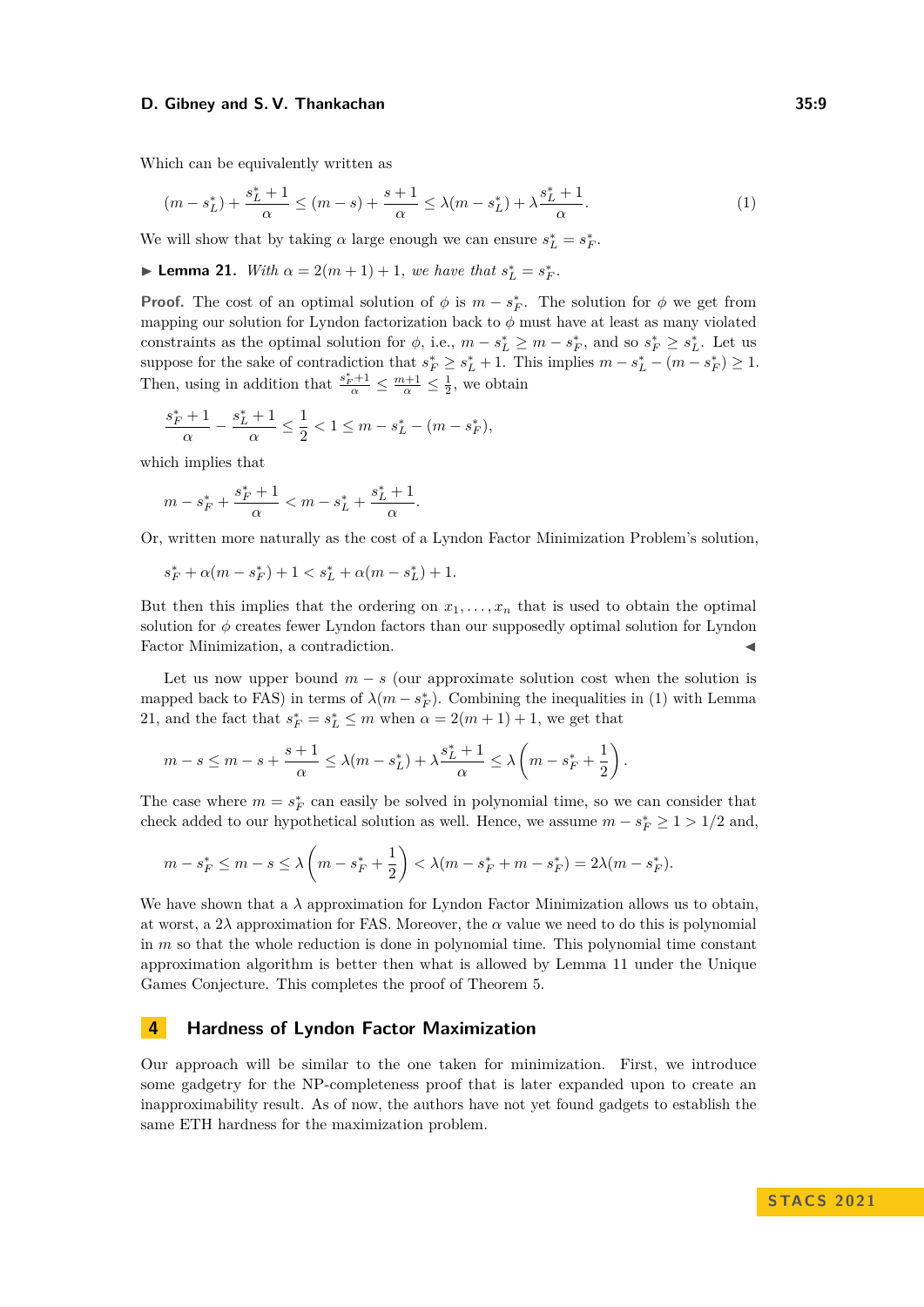Which can be equivalently written as

$$(m - s_L^*) + \frac{s_L^* + 1}{\alpha} \leq (m - s) + \frac{s + 1}{\alpha} \leq \lambda(m - s_L^*) + \lambda\frac{s_L^* + 1}{\alpha}. \tag{1}$$

We will show that by taking $\alpha$ large enough we can ensure $s_L^* = s_F^*$.

▶ **Lemma 21.** *With $\alpha = 2(m + 1) + 1$, we have that $s_L^* = s_F^*$.*

**Proof.** The cost of an optimal solution of $\phi$ is $m - s_F^*$. The solution for $\phi$ we get from mapping our solution for Lyndon factorization back to $\phi$ must have at least as many violated constraints as the optimal solution for $\phi$, i.e., $m - s_L^* \geq m - s_F^*$, and so $s_F^* \geq s_L^*$. Let us suppose for the sake of contradiction that $s_F^* \geq s_L^* + 1$. This implies $m - s_L^* - (m - s_F^*) \geq 1$. Then, using in addition that $\frac{s_F^*+1}{\alpha} \leq \frac{m+1}{\alpha} \leq \frac{1}{2}$, we obtain

$$\frac{s_F^* + 1}{\alpha} - \frac{s_L^* + 1}{\alpha} \leq \frac{1}{2} < 1 \leq m - s_L^* - (m - s_F^*),$$

which implies that

$$m - s_F^* + \frac{s_F^* + 1}{\alpha} < m - s_L^* + \frac{s_L^* + 1}{\alpha}.$$

Or, written more naturally as the cost of a Lyndon Factor Minimization Problem's solution,

$$s_F^* + \alpha(m - s_F^*) + 1 < s_L^* + \alpha(m - s_L^*) + 1.$$

But then this implies that the ordering on $x_1, \ldots, x_n$ that is used to obtain the optimal solution for $\phi$ creates fewer Lyndon factors than our supposedly optimal solution for Lyndon Factor Minimization, a contradiction. ◀

Let us now upper bound $m - s$ (our approximate solution cost when the solution is mapped back to FAS) in terms of $\lambda(m - s_F^*)$. Combining the inequalities in (1) with Lemma 21, and the fact that $s_F^* = s_L^* \leq m$ when $\alpha = 2(m + 1) + 1$, we get that

$$m - s \leq m - s + \frac{s + 1}{\alpha} \leq \lambda(m - s_L^*) + \lambda\frac{s_L^* + 1}{\alpha} \leq \lambda\left(m - s_F^* + \frac{1}{2}\right).$$

The case where $m = s_F^*$ can easily be solved in polynomial time, so we can consider that check added to our hypothetical solution as well. Hence, we assume $m - s_F^* \geq 1 > 1/2$ and,

$$m - s_F^* \leq m - s \leq \lambda\left(m - s_F^* + \frac{1}{2}\right) < \lambda(m - s_F^* + m - s_F^*) = 2\lambda(m - s_F^*).$$

We have shown that a $\lambda$ approximation for Lyndon Factor Minimization allows us to obtain, at worst, a $2\lambda$ approximation for FAS. Moreover, the $\alpha$ value we need to do this is polynomial in $m$ so that the whole reduction is done in polynomial time. This polynomial time constant approximation algorithm is better then what is allowed by Lemma 11 under the Unique Games Conjecture. This completes the proof of Theorem 5.

## 4 Hardness of Lyndon Factor Maximization

Our approach will be similar to the one taken for minimization. First, we introduce some gadgetry for the NP-completeness proof that is later expanded upon to create an inapproximability result. As of now, the authors have not yet found gadgets to establish the same ETH hardness for the maximization problem.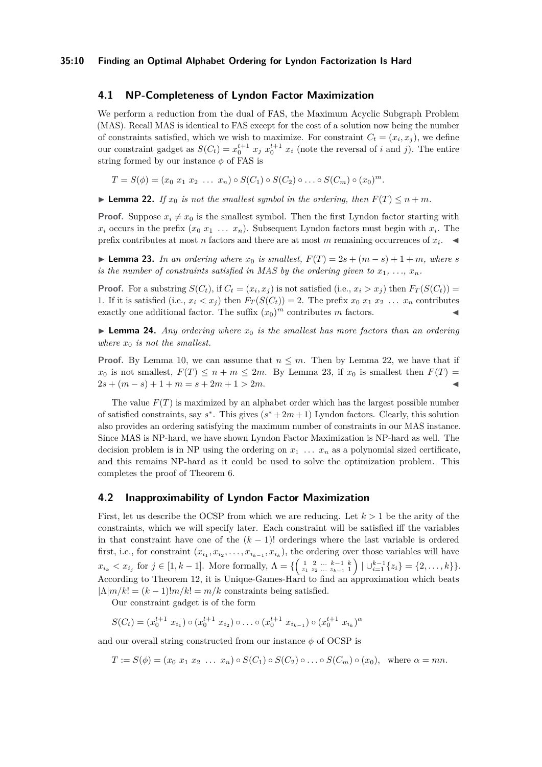## 4.1 NP-Completeness of Lyndon Factor Maximization

We perform a reduction from the dual of FAS, the Maximum Acyclic Subgraph Problem (MAS). Recall MAS is identical to FAS except for the cost of a solution now being the number of constraints satisfied, which we wish to maximize. For constraint $C_t = (x_i, x_j)$, we define our constraint gadget as $S(C_t) = x_0^{t+1}\ x_j\ x_0^{t+1}\ x_i$ (note the reversal of $i$ and $j$). The entire string formed by our instance $\phi$ of FAS is

$$T = S(\phi) = (x_0\ x_1\ x_2\ \ldots\ x_n) \circ S(C_1) \circ S(C_2) \circ \ldots \circ S(C_m) \circ (x_0)^m.$$

▶ **Lemma 22.** *If $x_0$ is not the smallest symbol in the ordering, then $F(T) \leq n + m$.*

**Proof.** Suppose $x_i \neq x_0$ is the smallest symbol. Then the first Lyndon factor starting with $x_i$ occurs in the prefix $(x_0\ x_1\ \ldots\ x_n)$. Subsequent Lyndon factors must begin with $x_i$. The prefix contributes at most $n$ factors and there are at most $m$ remaining occurrences of $x_i$. ◀

▶ **Lemma 23.** *In an ordering where $x_0$ is smallest, $F(T) = 2s + (m - s) + 1 + m$, where $s$ is the number of constraints satisfied in MAS by the ordering given to $x_1, \ldots, x_n$.*

**Proof.** For a substring $S(C_t)$, if $C_t = (x_i, x_j)$ is not satisfied (i.e., $x_i > x_j$) then $F_T(S(C_t)) = 1$. If it is satisfied (i.e., $x_i < x_j$) then $F_T(S(C_t)) = 2$. The prefix $x_0\ x_1\ x_2\ \ldots\ x_n$ contributes exactly one additional factor. The suffix $(x_0)^m$ contributes $m$ factors. ◀

▶ **Lemma 24.** *Any ordering where $x_0$ is the smallest has more factors than an ordering where $x_0$ is not the smallest.*

**Proof.** By Lemma 10, we can assume that $n \leq m$. Then by Lemma 22, we have that if $x_0$ is not smallest, $F(T) \leq n + m \leq 2m$. By Lemma 23, if $x_0$ is smallest then $F(T) = 2s + (m - s) + 1 + m = s + 2m + 1 > 2m$. ◀

The value $F(T)$ is maximized by an alphabet order which has the largest possible number of satisfied constraints, say $s^*$. This gives $(s^* + 2m + 1)$ Lyndon factors. Clearly, this solution also provides an ordering satisfying the maximum number of constraints in our MAS instance. Since MAS is NP-hard, we have shown Lyndon Factor Maximization is NP-hard as well. The decision problem is in NP using the ordering on $x_1\ \ldots\ x_n$ as a polynomial sized certificate, and this remains NP-hard as it could be used to solve the optimization problem. This completes the proof of Theorem 6.

## 4.2 Inapproximability of Lyndon Factor Maximization

First, let us describe the OCSP from which we are reducing. Let $k > 1$ be the arity of the constraints, which we will specify later. Each constraint will be satisfied iff the variables in that constraint have one of the $(k-1)!$ orderings where the last variable is ordered first, i.e., for constraint $(x_{i_1}, x_{i_2}, \ldots, x_{i_{k-1}}, x_{i_k})$, the ordering over those variables will have $x_{i_k} < x_{i_j}$ for $j \in [1, k-1]$. More formally, $\Lambda = \{ \left( \begin{smallmatrix} 1 & 2 & \ldots & k-1 & k \\ z_1 & z_2 & \ldots & z_{k-1} & 1 \end{smallmatrix} \right) \mid \cup_{i=1}^{k-1} \{z_i\} = \{2, \ldots, k\} \}$. According to Theorem 12, it is Unique-Games-Hard to find an approximation which beats $|\Lambda| m / k! = (k-1)! m / k! = m/k$ constraints being satisfied.

Our constraint gadget is of the form

$$S(C_t) = (x_0^{t+1}\ x_{i_1}) \circ (x_0^{t+1}\ x_{i_2}) \circ \ldots \circ (x_0^{t+1}\ x_{i_{k-1}}) \circ (x_0^{t+1}\ x_{i_k})^{\alpha}$$

and our overall string constructed from our instance $\phi$ of OCSP is

$$T := S(\phi) = (x_0\ x_1\ x_2\ \ldots\ x_n) \circ S(C_1) \circ S(C_2) \circ \ldots \circ S(C_m) \circ (x_0), \quad \text{where } \alpha = mn.$$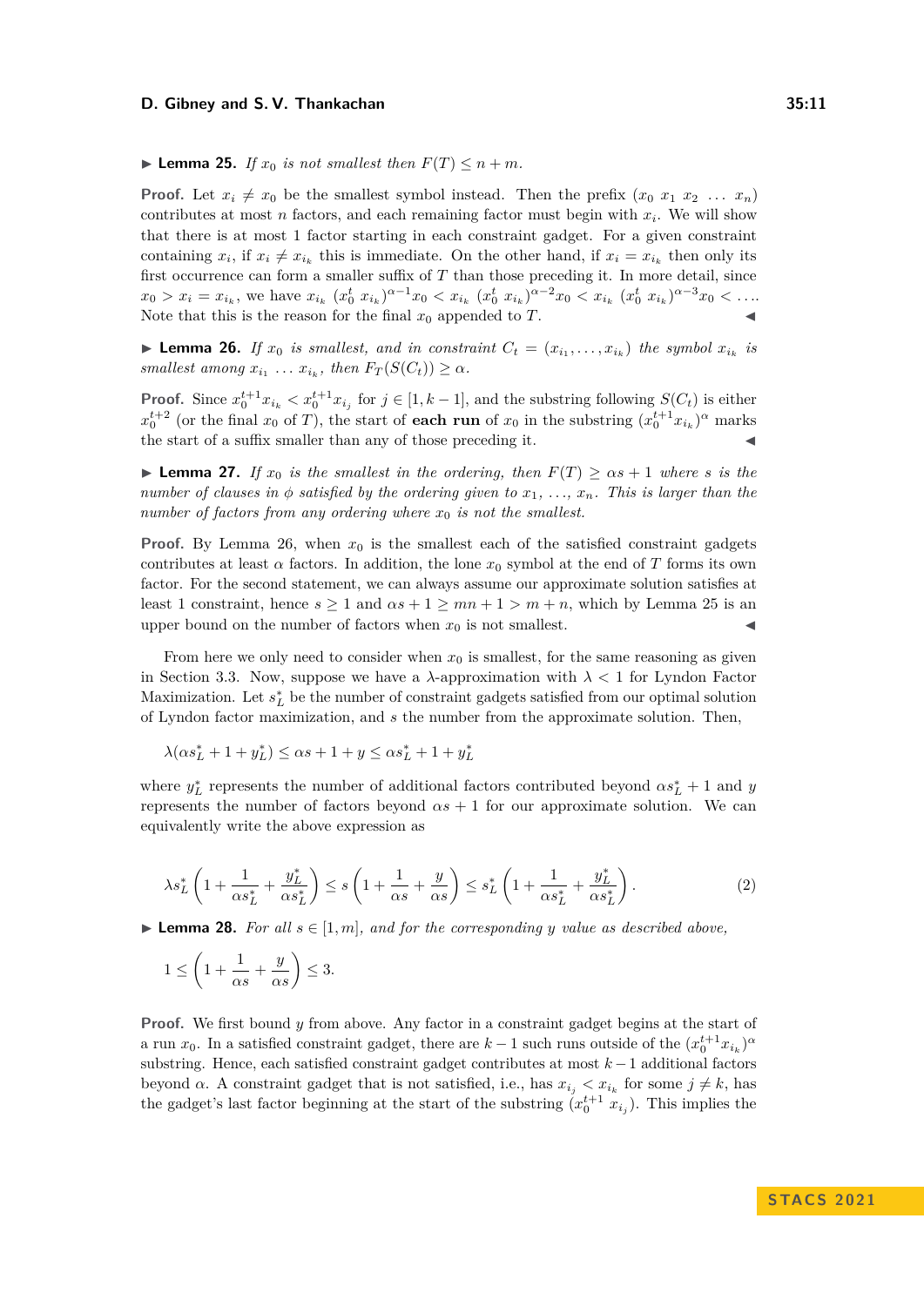▶ **Lemma 25.** *If $x_0$ is not smallest then $F(T) \leq n + m$.*

**Proof.** Let $x_i \neq x_0$ be the smallest symbol instead. Then the prefix $(x_0\ x_1\ x_2\ \ldots\ x_n)$ contributes at most $n$ factors, and each remaining factor must begin with $x_i$. We will show that there is at most 1 factor starting in each constraint gadget. For a given constraint containing $x_i$, if $x_i \neq x_{i_k}$ this is immediate. On the other hand, if $x_i = x_{i_k}$ then only its first occurrence can form a smaller suffix of $T$ than those preceding it. In more detail, since $x_0 > x_i = x_{i_k}$, we have $x_{i_k}\ (x_0^t\ x_{i_k})^{\alpha-1} x_0 < x_{i_k}\ (x_0^t\ x_{i_k})^{\alpha-2} x_0 < x_{i_k}\ (x_0^t\ x_{i_k})^{\alpha-3} x_0 < \ldots$. Note that this is the reason for the final $x_0$ appended to $T$. ◀

▶ **Lemma 26.** *If $x_0$ is smallest, and in constraint $C_t = (x_{i_1}, \ldots, x_{i_k})$ the symbol $x_{i_k}$ is smallest among $x_{i_1}\ \ldots\ x_{i_k}$, then $F_T(S(C_t)) \geq \alpha$.*

**Proof.** Since $x_0^{t+1} x_{i_k} < x_0^{t+1} x_{i_j}$ for $j \in [1, k-1]$, and the substring following $S(C_t)$ is either $x_0^{t+2}$ (or the final $x_0$ of $T$), the start of **each run** of $x_0$ in the substring $(x_0^{t+1} x_{i_k})^\alpha$ marks the start of a suffix smaller than any of those preceding it. ◀

▶ **Lemma 27.** *If $x_0$ is the smallest in the ordering, then $F(T) \geq \alpha s + 1$ where $s$ is the number of clauses in $\phi$ satisfied by the ordering given to $x_1, \ldots, x_n$. This is larger than the number of factors from any ordering where $x_0$ is not the smallest.*

**Proof.** By Lemma 26, when $x_0$ is the smallest each of the satisfied constraint gadgets contributes at least $\alpha$ factors. In addition, the lone $x_0$ symbol at the end of $T$ forms its own factor. For the second statement, we can always assume our approximate solution satisfies at least 1 constraint, hence $s \geq 1$ and $\alpha s + 1 \geq mn + 1 > m + n$, which by Lemma 25 is an upper bound on the number of factors when $x_0$ is not smallest. ◀

From here we only need to consider when $x_0$ is smallest, for the same reasoning as given in Section 3.3. Now, suppose we have a $\lambda$-approximation with $\lambda < 1$ for Lyndon Factor Maximization. Let $s_L^*$ be the number of constraint gadgets satisfied from our optimal solution of Lyndon factor maximization, and $s$ the number from the approximate solution. Then,

$$\lambda(\alpha s_L^* + 1 + y_L^*) \leq \alpha s + 1 + y \leq \alpha s_L^* + 1 + y_L^*$$

where $y_L^*$ represents the number of additional factors contributed beyond $\alpha s_L^* + 1$ and $y$ represents the number of factors beyond $\alpha s + 1$ for our approximate solution. We can equivalently write the above expression as

$$\lambda s_L^* \left(1 + \frac{1}{\alpha s_L^*} + \frac{y_L^*}{\alpha s_L^*}\right) \leq s\left(1 + \frac{1}{\alpha s} + \frac{y}{\alpha s}\right) \leq s_L^*\left(1 + \frac{1}{\alpha s_L^*} + \frac{y_L^*}{\alpha s_L^*}\right). \tag{2}$$

▶ **Lemma 28.** *For all $s \in [1, m]$, and for the corresponding $y$ value as described above,*

$$1 \leq \left(1 + \frac{1}{\alpha s} + \frac{y}{\alpha s}\right) \leq 3.$$

**Proof.** We first bound $y$ from above. Any factor in a constraint gadget begins at the start of a run $x_0$. In a satisfied constraint gadget, there are $k-1$ such runs outside of the $(x_0^{t+1} x_{i_k})^\alpha$ substring. Hence, each satisfied constraint gadget contributes at most $k-1$ additional factors beyond $\alpha$. A constraint gadget that is not satisfied, i.e., has $x_{i_j} < x_{i_k}$ for some $j \neq k$, has the gadget's last factor beginning at the start of the substring $(x_0^{t+1}\ x_{i_j})$. This implies the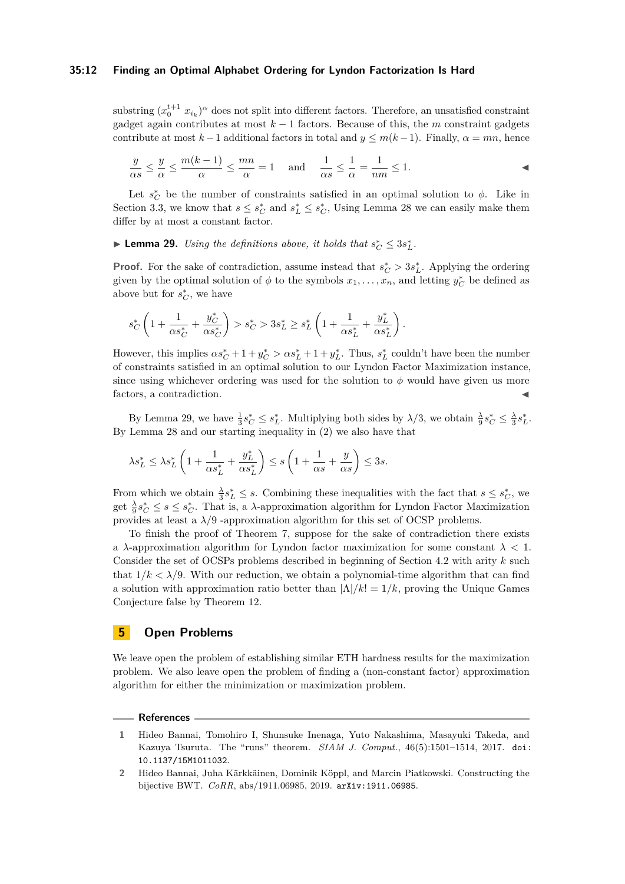substring $(x_0^{t+1}\ x_{i_k})^\alpha$ does not split into different factors. Therefore, an unsatisfied constraint gadget again contributes at most $k-1$ factors. Because of this, the $m$ constraint gadgets contribute at most $k-1$ additional factors in total and $y \leq m(k-1)$. Finally, $\alpha = mn$, hence

$$\frac{y}{\alpha s} \leq \frac{y}{\alpha} \leq \frac{m(k-1)}{\alpha} \leq \frac{mn}{\alpha} = 1 \quad \text{and} \quad \frac{1}{\alpha s} \leq \frac{1}{\alpha} = \frac{1}{nm} \leq 1.$$ ◀

Let $s_C^*$ be the number of constraints satisfied in an optimal solution to $\phi$. Like in Section 3.3, we know that $s \leq s_C^*$ and $s_L^* \leq s_C^*$, Using Lemma 28 we can easily make them differ by at most a constant factor.

▶ **Lemma 29.** *Using the definitions above, it holds that* $s_C^* \leq 3s_L^*$.

**Proof.** For the sake of contradiction, assume instead that $s_C^* > 3s_L^*$. Applying the ordering given by the optimal solution of $\phi$ to the symbols $x_1, \ldots, x_n$, and letting $y_C^*$ be defined as above but for $s_C^*$, we have

$$s_C^* \left(1 + \frac{1}{\alpha s_C^*} + \frac{y_C^*}{\alpha s_C^*}\right) > s_C^* > 3s_L^* \geq s_L^* \left(1 + \frac{1}{\alpha s_L^*} + \frac{y_L^*}{\alpha s_L^*}\right).$$

However, this implies $\alpha s_C^* + 1 + y_C^* > \alpha s_L^* + 1 + y_L^*$. Thus, $s_L^*$ couldn't have been the number of constraints satisfied in an optimal solution to our Lyndon Factor Maximization instance, since using whichever ordering was used for the solution to $\phi$ would have given us more factors, a contradiction. ◀

By Lemma 29, we have $\frac{1}{3}s_C^* \leq s_L^*$. Multiplying both sides by $\lambda/3$, we obtain $\frac{\lambda}{9}s_C^* \leq \frac{\lambda}{3}s_L^*$. By Lemma 28 and our starting inequality in (2) we also have that

$$\lambda s_L^* \leq \lambda s_L^* \left(1 + \frac{1}{\alpha s_L^*} + \frac{y_L^*}{\alpha s_L^*}\right) \leq s\left(1 + \frac{1}{\alpha s} + \frac{y}{\alpha s}\right) \leq 3s.$$

From which we obtain $\frac{\lambda}{3}s_L^* \leq s$. Combining these inequalities with the fact that $s \leq s_C^*$, we get $\frac{\lambda}{9}s_C^* \leq s \leq s_C^*$. That is, a $\lambda$-approximation algorithm for Lyndon Factor Maximization provides at least a $\lambda/9$ -approximation algorithm for this set of OCSP problems.

To finish the proof of Theorem 7, suppose for the sake of contradiction there exists a $\lambda$-approximation algorithm for Lyndon factor maximization for some constant $\lambda < 1$. Consider the set of OCSPs problems described in beginning of Section 4.2 with arity $k$ such that $1/k < \lambda/9$. With our reduction, we obtain a polynomial-time algorithm that can find a solution with approximation ratio better than $|\Lambda|/k! = 1/k$, proving the Unique Games Conjecture false by Theorem 12.

## 5 Open Problems

We leave open the problem of establishing similar ETH hardness results for the maximization problem. We also leave open the problem of finding a (non-constant factor) approximation algorithm for either the minimization or maximization problem.

## References

1. Hideo Bannai, Tomohiro I, Shunsuke Inenaga, Yuto Nakashima, Masayuki Takeda, and Kazuya Tsuruta. The "runs" theorem. *SIAM J. Comput.*, 46(5):1501–1514, 2017. doi:10.1137/15M1011032.
2. Hideo Bannai, Juha Kärkkäinen, Dominik Köppl, and Marcin Piatkowski. Constructing the bijective BWT. *CoRR*, abs/1911.06985, 2019. arXiv:1911.06985.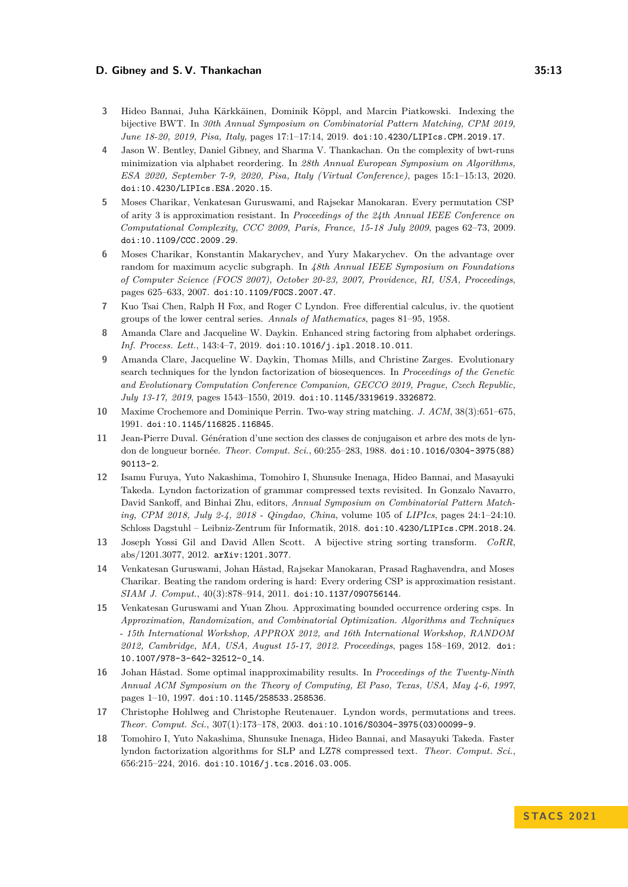3. Hideo Bannai, Juha Kärkkäinen, Dominik Köppl, and Marcin Piatkowski. Indexing the bijective BWT. In *30th Annual Symposium on Combinatorial Pattern Matching, CPM 2019, June 18-20, 2019, Pisa, Italy*, pages 17:1–17:14, 2019. `doi:10.4230/LIPIcs.CPM.2019.17`.
4. Jason W. Bentley, Daniel Gibney, and Sharma V. Thankachan. On the complexity of bwt-runs minimization via alphabet reordering. In *28th Annual European Symposium on Algorithms, ESA 2020, September 7-9, 2020, Pisa, Italy (Virtual Conference)*, pages 15:1–15:13, 2020. `doi:10.4230/LIPIcs.ESA.2020.15`.
5. Moses Charikar, Venkatesan Guruswami, and Rajsekar Manokaran. Every permutation CSP of arity 3 is approximation resistant. In *Proceedings of the 24th Annual IEEE Conference on Computational Complexity, CCC 2009, Paris, France, 15-18 July 2009*, pages 62–73, 2009. `doi:10.1109/CCC.2009.29`.
6. Moses Charikar, Konstantin Makarychev, and Yury Makarychev. On the advantage over random for maximum acyclic subgraph. In *48th Annual IEEE Symposium on Foundations of Computer Science (FOCS 2007), October 20-23, 2007, Providence, RI, USA, Proceedings*, pages 625–633, 2007. `doi:10.1109/FOCS.2007.47`.
7. Kuo Tsai Chen, Ralph H Fox, and Roger C Lyndon. Free differential calculus, iv. the quotient groups of the lower central series. *Annals of Mathematics*, pages 81–95, 1958.
8. Amanda Clare and Jacqueline W. Daykin. Enhanced string factoring from alphabet orderings. *Inf. Process. Lett.*, 143:4–7, 2019. `doi:10.1016/j.ipl.2018.10.011`.
9. Amanda Clare, Jacqueline W. Daykin, Thomas Mills, and Christine Zarges. Evolutionary search techniques for the lyndon factorization of biosequences. In *Proceedings of the Genetic and Evolutionary Computation Conference Companion, GECCO 2019, Prague, Czech Republic, July 13-17, 2019*, pages 1543–1550, 2019. `doi:10.1145/3319619.3326872`.
10. Maxime Crochemore and Dominique Perrin. Two-way string matching. *J. ACM*, 38(3):651–675, 1991. `doi:10.1145/116825.116845`.
11. Jean-Pierre Duval. Génération d'une section des classes de conjugaison et arbre des mots de lyndon de longueur bornée. *Theor. Comput. Sci.*, 60:255–283, 1988. `doi:10.1016/0304-3975(88)90113-2`.
12. Isamu Furuya, Yuto Nakashima, Tomohiro I, Shunsuke Inenaga, Hideo Bannai, and Masayuki Takeda. Lyndon factorization of grammar compressed texts revisited. In Gonzalo Navarro, David Sankoff, and Binhai Zhu, editors, *Annual Symposium on Combinatorial Pattern Matching, CPM 2018, July 2-4, 2018 - Qingdao, China*, volume 105 of *LIPIcs*, pages 24:1–24:10. Schloss Dagstuhl – Leibniz-Zentrum für Informatik, 2018. `doi:10.4230/LIPIcs.CPM.2018.24`.
13. Joseph Yossi Gil and David Allen Scott. A bijective string sorting transform. *CoRR*, abs/1201.3077, 2012. `arXiv:1201.3077`.
14. Venkatesan Guruswami, Johan Håstad, Rajsekar Manokaran, Prasad Raghavendra, and Moses Charikar. Beating the random ordering is hard: Every ordering CSP is approximation resistant. *SIAM J. Comput.*, 40(3):878–914, 2011. `doi:10.1137/090756144`.
15. Venkatesan Guruswami and Yuan Zhou. Approximating bounded occurrence ordering csps. In *Approximation, Randomization, and Combinatorial Optimization. Algorithms and Techniques - 15th International Workshop, APPROX 2012, and 16th International Workshop, RANDOM 2012, Cambridge, MA, USA, August 15-17, 2012. Proceedings*, pages 158–169, 2012. `doi:10.1007/978-3-642-32512-0_14`.
16. Johan Håstad. Some optimal inapproximability results. In *Proceedings of the Twenty-Ninth Annual ACM Symposium on the Theory of Computing, El Paso, Texas, USA, May 4-6, 1997*, pages 1–10, 1997. `doi:10.1145/258533.258536`.
17. Christophe Hohlweg and Christophe Reutenauer. Lyndon words, permutations and trees. *Theor. Comput. Sci.*, 307(1):173–178, 2003. `doi:10.1016/S0304-3975(03)00099-9`.
18. Tomohiro I, Yuto Nakashima, Shunsuke Inenaga, Hideo Bannai, and Masayuki Takeda. Faster lyndon factorization algorithms for SLP and LZ78 compressed text. *Theor. Comput. Sci.*, 656:215–224, 2016. `doi:10.1016/j.tcs.2016.03.005`.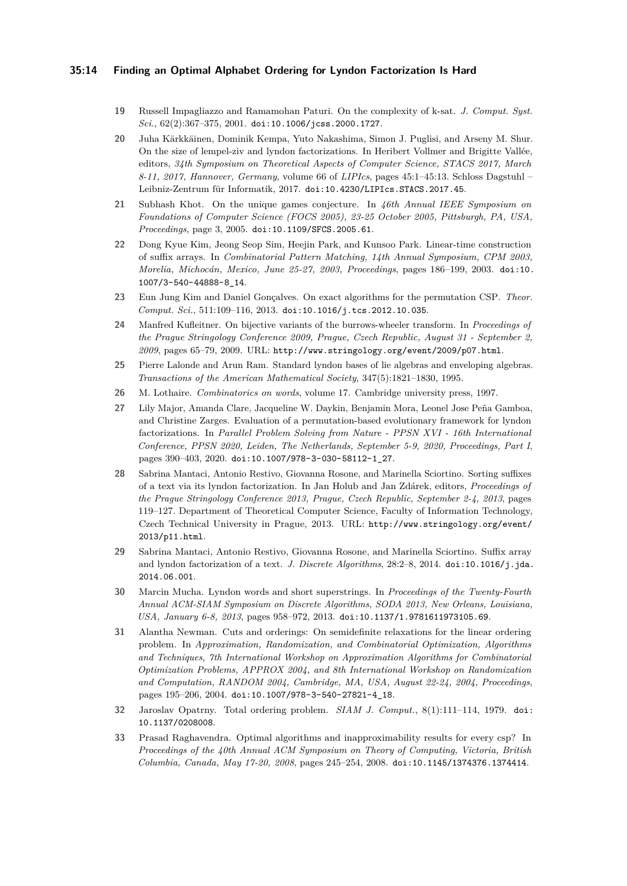19 Russell Impagliazzo and Ramamohan Paturi. On the complexity of k-sat. *J. Comput. Syst. Sci.*, 62(2):367–375, 2001. doi:10.1006/jcss.2000.1727.

20 Juha Kärkkäinen, Dominik Kempa, Yuto Nakashima, Simon J. Puglisi, and Arseny M. Shur. On the size of lempel-ziv and lyndon factorizations. In Heribert Vollmer and Brigitte Vallée, editors, *34th Symposium on Theoretical Aspects of Computer Science, STACS 2017, March 8-11, 2017, Hannover, Germany*, volume 66 of *LIPIcs*, pages 45:1–45:13. Schloss Dagstuhl – Leibniz-Zentrum für Informatik, 2017. doi:10.4230/LIPIcs.STACS.2017.45.

21 Subhash Khot. On the unique games conjecture. In *46th Annual IEEE Symposium on Foundations of Computer Science (FOCS 2005), 23-25 October 2005, Pittsburgh, PA, USA, Proceedings*, page 3, 2005. doi:10.1109/SFCS.2005.61.

22 Dong Kyue Kim, Jeong Seop Sim, Heejin Park, and Kunsoo Park. Linear-time construction of suffix arrays. In *Combinatorial Pattern Matching, 14th Annual Symposium, CPM 2003, Morelia, Michocán, Mexico, June 25-27, 2003, Proceedings*, pages 186–199, 2003. doi:10.1007/3-540-44888-8_14.

23 Eun Jung Kim and Daniel Gonçalves. On exact algorithms for the permutation CSP. *Theor. Comput. Sci.*, 511:109–116, 2013. doi:10.1016/j.tcs.2012.10.035.

24 Manfred Kufleitner. On bijective variants of the burrows-wheeler transform. In *Proceedings of the Prague Stringology Conference 2009, Prague, Czech Republic, August 31 - September 2, 2009*, pages 65–79, 2009. URL: http://www.stringology.org/event/2009/p07.html.

25 Pierre Lalonde and Arun Ram. Standard lyndon bases of lie algebras and enveloping algebras. *Transactions of the American Mathematical Society*, 347(5):1821–1830, 1995.

26 M. Lothaire. *Combinatorics on words*, volume 17. Cambridge university press, 1997.

27 Lily Major, Amanda Clare, Jacqueline W. Daykin, Benjamin Mora, Leonel Jose Peña Gamboa, and Christine Zarges. Evaluation of a permutation-based evolutionary framework for lyndon factorizations. In *Parallel Problem Solving from Nature - PPSN XVI - 16th International Conference, PPSN 2020, Leiden, The Netherlands, September 5-9, 2020, Proceedings, Part I*, pages 390–403, 2020. doi:10.1007/978-3-030-58112-1_27.

28 Sabrina Mantaci, Antonio Restivo, Giovanna Rosone, and Marinella Sciortino. Sorting suffixes of a text via its lyndon factorization. In Jan Holub and Jan Zdárek, editors, *Proceedings of the Prague Stringology Conference 2013, Prague, Czech Republic, September 2-4, 2013*, pages 119–127. Department of Theoretical Computer Science, Faculty of Information Technology, Czech Technical University in Prague, 2013. URL: http://www.stringology.org/event/2013/p11.html.

29 Sabrina Mantaci, Antonio Restivo, Giovanna Rosone, and Marinella Sciortino. Suffix array and lyndon factorization of a text. *J. Discrete Algorithms*, 28:2–8, 2014. doi:10.1016/j.jda.2014.06.001.

30 Marcin Mucha. Lyndon words and short superstrings. In *Proceedings of the Twenty-Fourth Annual ACM-SIAM Symposium on Discrete Algorithms, SODA 2013, New Orleans, Louisiana, USA, January 6-8, 2013*, pages 958–972, 2013. doi:10.1137/1.9781611973105.69.

31 Alantha Newman. Cuts and orderings: On semidefinite relaxations for the linear ordering problem. In *Approximation, Randomization, and Combinatorial Optimization, Algorithms and Techniques, 7th International Workshop on Approximation Algorithms for Combinatorial Optimization Problems, APPROX 2004, and 8th International Workshop on Randomization and Computation, RANDOM 2004, Cambridge, MA, USA, August 22-24, 2004, Proceedings*, pages 195–206, 2004. doi:10.1007/978-3-540-27821-4_18.

32 Jaroslav Opatrny. Total ordering problem. *SIAM J. Comput.*, 8(1):111–114, 1979. doi:10.1137/0208008.

33 Prasad Raghavendra. Optimal algorithms and inapproximability results for every csp? In *Proceedings of the 40th Annual ACM Symposium on Theory of Computing, Victoria, British Columbia, Canada, May 17-20, 2008*, pages 245–254, 2008. doi:10.1145/1374376.1374414.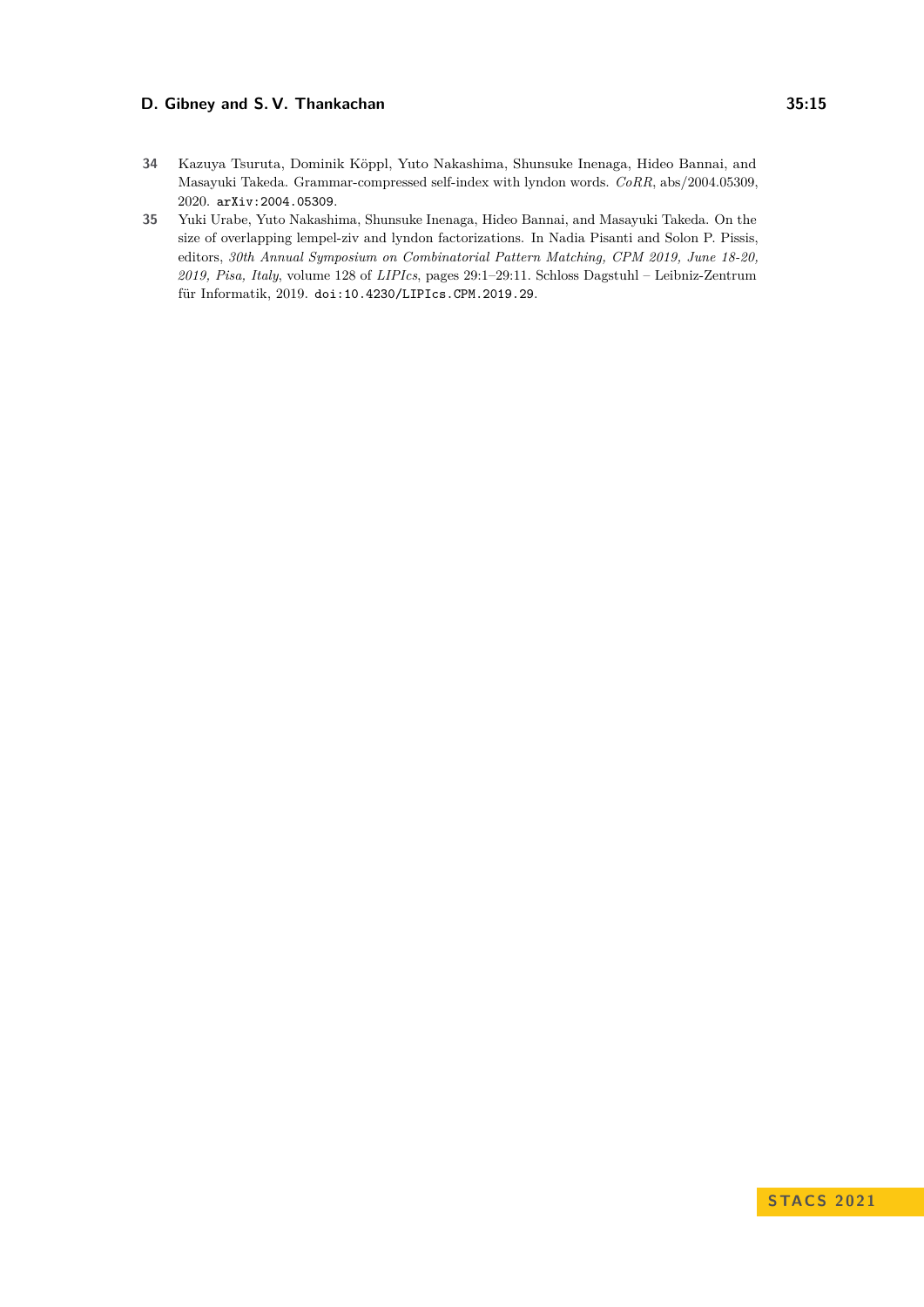34 Kazuya Tsuruta, Dominik Köppl, Yuto Nakashima, Shunsuke Inenaga, Hideo Bannai, and Masayuki Takeda. Grammar-compressed self-index with lyndon words. *CoRR*, abs/2004.05309, 2020. arXiv:2004.05309.

35 Yuki Urabe, Yuto Nakashima, Shunsuke Inenaga, Hideo Bannai, and Masayuki Takeda. On the size of overlapping lempel-ziv and lyndon factorizations. In Nadia Pisanti and Solon P. Pissis, editors, *30th Annual Symposium on Combinatorial Pattern Matching, CPM 2019, June 18-20, 2019, Pisa, Italy*, volume 128 of *LIPIcs*, pages 29:1–29:11. Schloss Dagstuhl – Leibniz-Zentrum für Informatik, 2019. doi:10.4230/LIPIcs.CPM.2019.29.